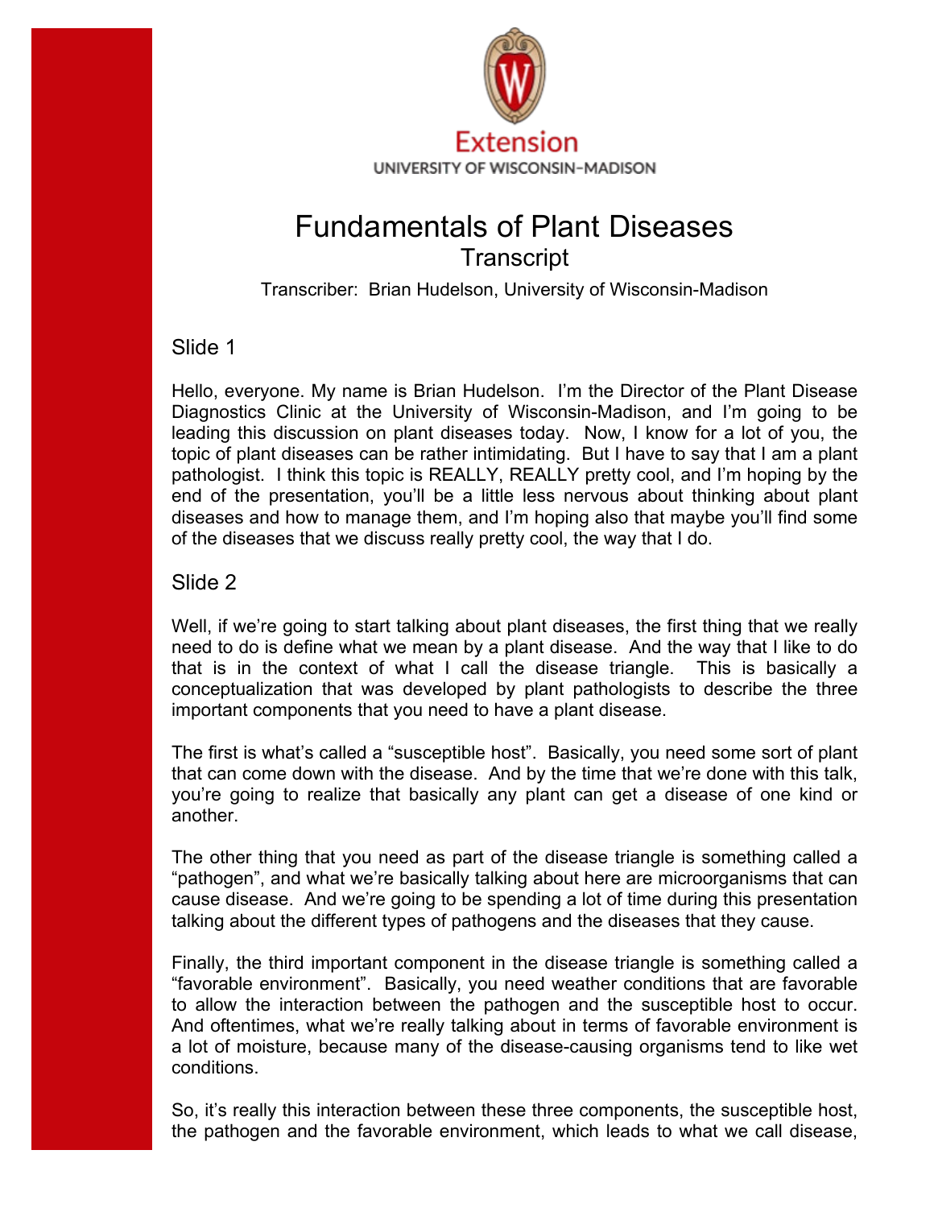Extension
UNIVERSITY OF WISCONSIN-MADISON

# Fundamentals of Plant Diseases

## Transcript

Transcriber: Brian Hudelson, University of Wisconsin-Madison

### Slide 1

Hello, everyone. My name is Brian Hudelson. I'm the Director of the Plant Disease Diagnostics Clinic at the University of Wisconsin-Madison, and I'm going to be leading this discussion on plant diseases today. Now, I know for a lot of you, the topic of plant diseases can be rather intimidating. But I have to say that I am a plant pathologist. I think this topic is REALLY, REALLY pretty cool, and I'm hoping by the end of the presentation, you'll be a little less nervous about thinking about plant diseases and how to manage them, and I'm hoping also that maybe you'll find some of the diseases that we discuss really pretty cool, the way that I do.

### Slide 2

Well, if we're going to start talking about plant diseases, the first thing that we really need to do is define what we mean by a plant disease. And the way that I like to do that is in the context of what I call the disease triangle. This is basically a conceptualization that was developed by plant pathologists to describe the three important components that you need to have a plant disease.

The first is what's called a "susceptible host". Basically, you need some sort of plant that can come down with the disease. And by the time that we're done with this talk, you're going to realize that basically any plant can get a disease of one kind or another.

The other thing that you need as part of the disease triangle is something called a "pathogen", and what we're basically talking about here are microorganisms that can cause disease. And we're going to be spending a lot of time during this presentation talking about the different types of pathogens and the diseases that they cause.

Finally, the third important component in the disease triangle is something called a "favorable environment". Basically, you need weather conditions that are favorable to allow the interaction between the pathogen and the susceptible host to occur. And oftentimes, what we're really talking about in terms of favorable environment is a lot of moisture, because many of the disease-causing organisms tend to like wet conditions.

So, it's really this interaction between these three components, the susceptible host, the pathogen and the favorable environment, which leads to what we call disease,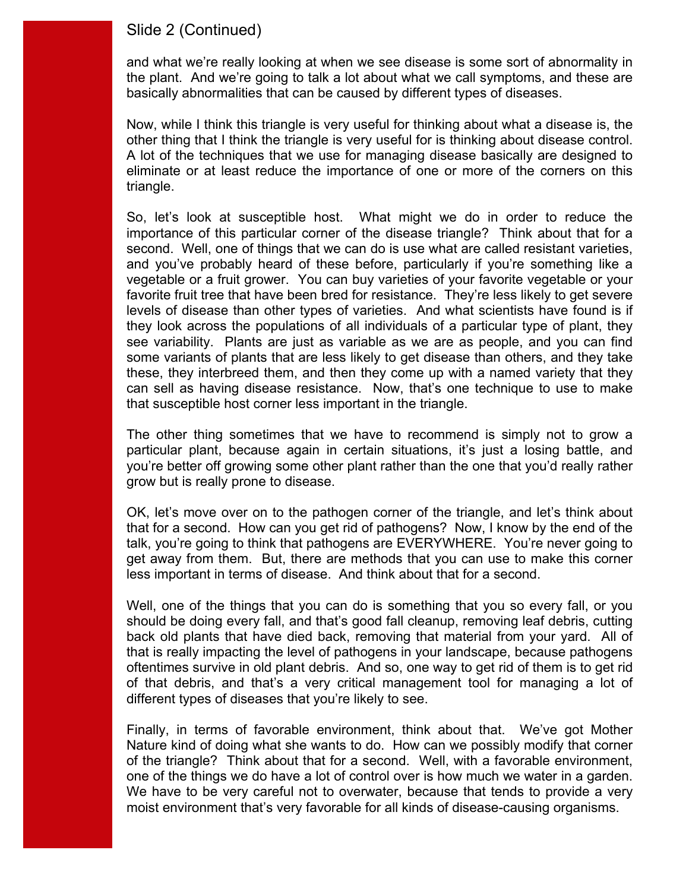## Slide 2 (Continued)

and what we're really looking at when we see disease is some sort of abnormality in the plant. And we're going to talk a lot about what we call symptoms, and these are basically abnormalities that can be caused by different types of diseases.

Now, while I think this triangle is very useful for thinking about what a disease is, the other thing that I think the triangle is very useful for is thinking about disease control. A lot of the techniques that we use for managing disease basically are designed to eliminate or at least reduce the importance of one or more of the corners on this triangle.

So, let's look at susceptible host. What might we do in order to reduce the importance of this particular corner of the disease triangle? Think about that for a second. Well, one of things that we can do is use what are called resistant varieties, and you've probably heard of these before, particularly if you're something like a vegetable or a fruit grower. You can buy varieties of your favorite vegetable or your favorite fruit tree that have been bred for resistance. They're less likely to get severe levels of disease than other types of varieties. And what scientists have found is if they look across the populations of all individuals of a particular type of plant, they see variability. Plants are just as variable as we are as people, and you can find some variants of plants that are less likely to get disease than others, and they take these, they interbreed them, and then they come up with a named variety that they can sell as having disease resistance. Now, that's one technique to use to make that susceptible host corner less important in the triangle.

The other thing sometimes that we have to recommend is simply not to grow a particular plant, because again in certain situations, it's just a losing battle, and you're better off growing some other plant rather than the one that you'd really rather grow but is really prone to disease.

OK, let's move over on to the pathogen corner of the triangle, and let's think about that for a second. How can you get rid of pathogens? Now, I know by the end of the talk, you're going to think that pathogens are EVERYWHERE. You're never going to get away from them. But, there are methods that you can use to make this corner less important in terms of disease. And think about that for a second.

Well, one of the things that you can do is something that you so every fall, or you should be doing every fall, and that's good fall cleanup, removing leaf debris, cutting back old plants that have died back, removing that material from your yard. All of that is really impacting the level of pathogens in your landscape, because pathogens oftentimes survive in old plant debris. And so, one way to get rid of them is to get rid of that debris, and that's a very critical management tool for managing a lot of different types of diseases that you're likely to see.

Finally, in terms of favorable environment, think about that. We've got Mother Nature kind of doing what she wants to do. How can we possibly modify that corner of the triangle? Think about that for a second. Well, with a favorable environment, one of the things we do have a lot of control over is how much we water in a garden. We have to be very careful not to overwater, because that tends to provide a very moist environment that's very favorable for all kinds of disease-causing organisms.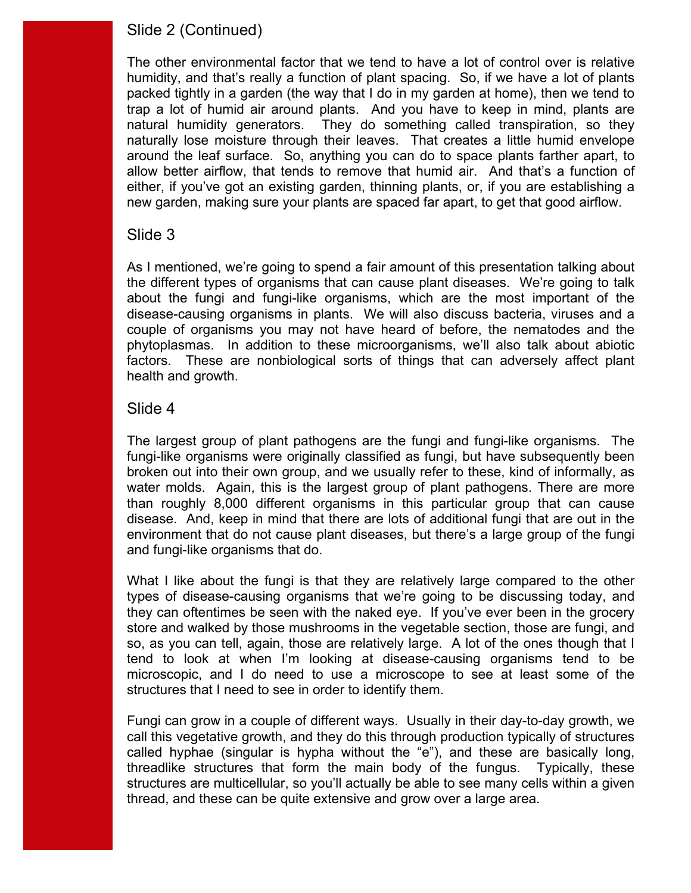## Slide 2 (Continued)

The other environmental factor that we tend to have a lot of control over is relative humidity, and that's really a function of plant spacing. So, if we have a lot of plants packed tightly in a garden (the way that I do in my garden at home), then we tend to trap a lot of humid air around plants. And you have to keep in mind, plants are natural humidity generators. They do something called transpiration, so they naturally lose moisture through their leaves. That creates a little humid envelope around the leaf surface. So, anything you can do to space plants farther apart, to allow better airflow, that tends to remove that humid air. And that's a function of either, if you've got an existing garden, thinning plants, or, if you are establishing a new garden, making sure your plants are spaced far apart, to get that good airflow.

## Slide 3

As I mentioned, we're going to spend a fair amount of this presentation talking about the different types of organisms that can cause plant diseases. We're going to talk about the fungi and fungi-like organisms, which are the most important of the disease-causing organisms in plants. We will also discuss bacteria, viruses and a couple of organisms you may not have heard of before, the nematodes and the phytoplasmas. In addition to these microorganisms, we'll also talk about abiotic factors. These are nonbiological sorts of things that can adversely affect plant health and growth.

## Slide 4

The largest group of plant pathogens are the fungi and fungi-like organisms. The fungi-like organisms were originally classified as fungi, but have subsequently been broken out into their own group, and we usually refer to these, kind of informally, as water molds. Again, this is the largest group of plant pathogens. There are more than roughly 8,000 different organisms in this particular group that can cause disease. And, keep in mind that there are lots of additional fungi that are out in the environment that do not cause plant diseases, but there's a large group of the fungi and fungi-like organisms that do.

What I like about the fungi is that they are relatively large compared to the other types of disease-causing organisms that we're going to be discussing today, and they can oftentimes be seen with the naked eye. If you've ever been in the grocery store and walked by those mushrooms in the vegetable section, those are fungi, and so, as you can tell, again, those are relatively large. A lot of the ones though that I tend to look at when I'm looking at disease-causing organisms tend to be microscopic, and I do need to use a microscope to see at least some of the structures that I need to see in order to identify them.

Fungi can grow in a couple of different ways. Usually in their day-to-day growth, we call this vegetative growth, and they do this through production typically of structures called hyphae (singular is hypha without the "e"), and these are basically long, threadlike structures that form the main body of the fungus. Typically, these structures are multicellular, so you'll actually be able to see many cells within a given thread, and these can be quite extensive and grow over a large area.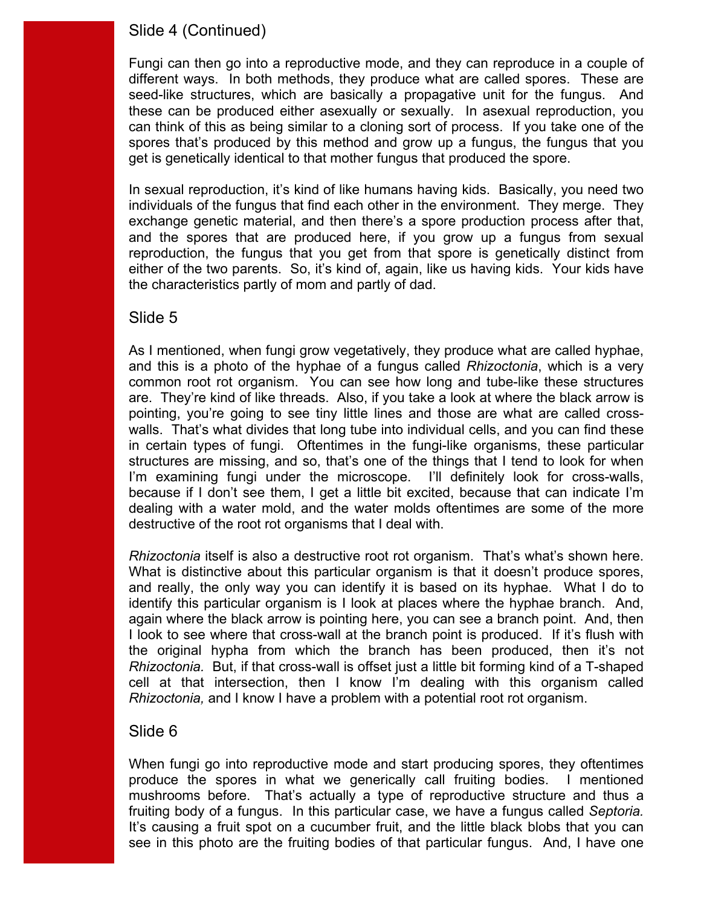## Slide 4 (Continued)

Fungi can then go into a reproductive mode, and they can reproduce in a couple of different ways. In both methods, they produce what are called spores. These are seed-like structures, which are basically a propagative unit for the fungus. And these can be produced either asexually or sexually. In asexual reproduction, you can think of this as being similar to a cloning sort of process. If you take one of the spores that's produced by this method and grow up a fungus, the fungus that you get is genetically identical to that mother fungus that produced the spore.

In sexual reproduction, it's kind of like humans having kids. Basically, you need two individuals of the fungus that find each other in the environment. They merge. They exchange genetic material, and then there's a spore production process after that, and the spores that are produced here, if you grow up a fungus from sexual reproduction, the fungus that you get from that spore is genetically distinct from either of the two parents. So, it's kind of, again, like us having kids. Your kids have the characteristics partly of mom and partly of dad.

## Slide 5

As I mentioned, when fungi grow vegetatively, they produce what are called hyphae, and this is a photo of the hyphae of a fungus called *Rhizoctonia*, which is a very common root rot organism. You can see how long and tube-like these structures are. They're kind of like threads. Also, if you take a look at where the black arrow is pointing, you're going to see tiny little lines and those are what are called cross-walls. That's what divides that long tube into individual cells, and you can find these in certain types of fungi. Oftentimes in the fungi-like organisms, these particular structures are missing, and so, that's one of the things that I tend to look for when I'm examining fungi under the microscope. I'll definitely look for cross-walls, because if I don't see them, I get a little bit excited, because that can indicate I'm dealing with a water mold, and the water molds oftentimes are some of the more destructive of the root rot organisms that I deal with.

*Rhizoctonia* itself is also a destructive root rot organism. That's what's shown here. What is distinctive about this particular organism is that it doesn't produce spores, and really, the only way you can identify it is based on its hyphae. What I do to identify this particular organism is I look at places where the hyphae branch. And, again where the black arrow is pointing here, you can see a branch point. And, then I look to see where that cross-wall at the branch point is produced. If it's flush with the original hypha from which the branch has been produced, then it's not *Rhizoctonia.* But, if that cross-wall is offset just a little bit forming kind of a T-shaped cell at that intersection, then I know I'm dealing with this organism called *Rhizoctonia,* and I know I have a problem with a potential root rot organism.

## Slide 6

When fungi go into reproductive mode and start producing spores, they oftentimes produce the spores in what we generically call fruiting bodies. I mentioned mushrooms before. That's actually a type of reproductive structure and thus a fruiting body of a fungus. In this particular case, we have a fungus called *Septoria.* It's causing a fruit spot on a cucumber fruit, and the little black blobs that you can see in this photo are the fruiting bodies of that particular fungus. And, I have one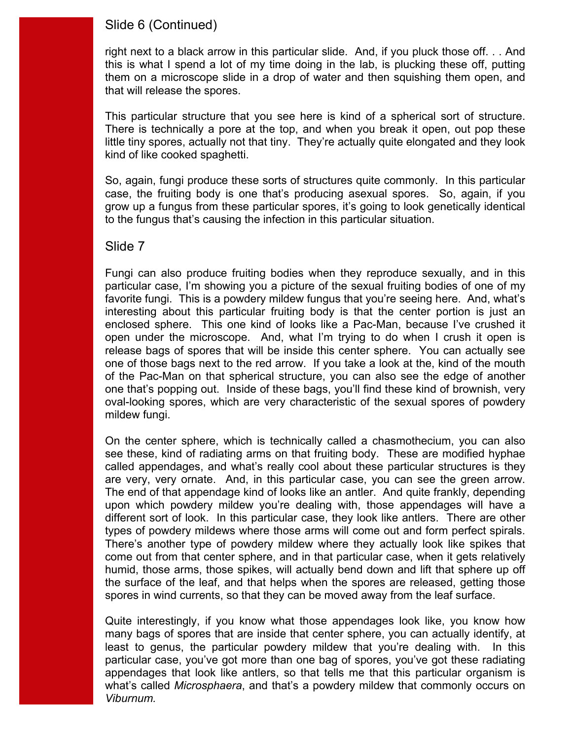## Slide 6 (Continued)

right next to a black arrow in this particular slide. And, if you pluck those off. . . And this is what I spend a lot of my time doing in the lab, is plucking these off, putting them on a microscope slide in a drop of water and then squishing them open, and that will release the spores.

This particular structure that you see here is kind of a spherical sort of structure. There is technically a pore at the top, and when you break it open, out pop these little tiny spores, actually not that tiny. They're actually quite elongated and they look kind of like cooked spaghetti.

So, again, fungi produce these sorts of structures quite commonly. In this particular case, the fruiting body is one that's producing asexual spores. So, again, if you grow up a fungus from these particular spores, it's going to look genetically identical to the fungus that's causing the infection in this particular situation.

## Slide 7

Fungi can also produce fruiting bodies when they reproduce sexually, and in this particular case, I'm showing you a picture of the sexual fruiting bodies of one of my favorite fungi. This is a powdery mildew fungus that you're seeing here. And, what's interesting about this particular fruiting body is that the center portion is just an enclosed sphere. This one kind of looks like a Pac-Man, because I've crushed it open under the microscope. And, what I'm trying to do when I crush it open is release bags of spores that will be inside this center sphere. You can actually see one of those bags next to the red arrow. If you take a look at the, kind of the mouth of the Pac-Man on that spherical structure, you can also see the edge of another one that's popping out. Inside of these bags, you'll find these kind of brownish, very oval-looking spores, which are very characteristic of the sexual spores of powdery mildew fungi.

On the center sphere, which is technically called a chasmothecium, you can also see these, kind of radiating arms on that fruiting body. These are modified hyphae called appendages, and what's really cool about these particular structures is they are very, very ornate. And, in this particular case, you can see the green arrow. The end of that appendage kind of looks like an antler. And quite frankly, depending upon which powdery mildew you're dealing with, those appendages will have a different sort of look. In this particular case, they look like antlers. There are other types of powdery mildews where those arms will come out and form perfect spirals. There's another type of powdery mildew where they actually look like spikes that come out from that center sphere, and in that particular case, when it gets relatively humid, those arms, those spikes, will actually bend down and lift that sphere up off the surface of the leaf, and that helps when the spores are released, getting those spores in wind currents, so that they can be moved away from the leaf surface.

Quite interestingly, if you know what those appendages look like, you know how many bags of spores that are inside that center sphere, you can actually identify, at least to genus, the particular powdery mildew that you're dealing with. In this particular case, you've got more than one bag of spores, you've got these radiating appendages that look like antlers, so that tells me that this particular organism is what's called *Microsphaera*, and that's a powdery mildew that commonly occurs on *Viburnum.*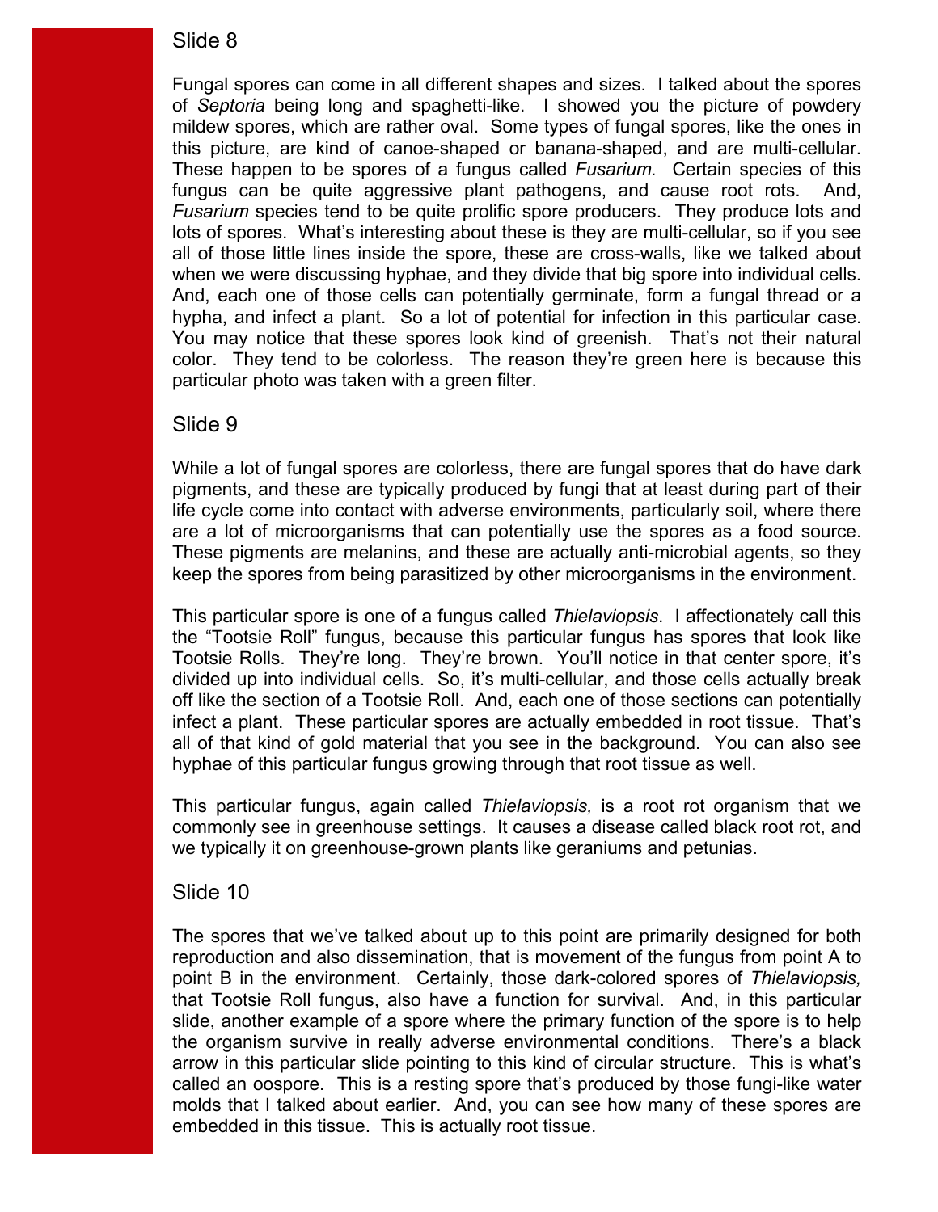## Slide 8

Fungal spores can come in all different shapes and sizes. I talked about the spores of *Septoria* being long and spaghetti-like. I showed you the picture of powdery mildew spores, which are rather oval. Some types of fungal spores, like the ones in this picture, are kind of canoe-shaped or banana-shaped, and are multi-cellular. These happen to be spores of a fungus called *Fusarium.* Certain species of this fungus can be quite aggressive plant pathogens, and cause root rots. And, *Fusarium* species tend to be quite prolific spore producers. They produce lots and lots of spores. What's interesting about these is they are multi-cellular, so if you see all of those little lines inside the spore, these are cross-walls, like we talked about when we were discussing hyphae, and they divide that big spore into individual cells. And, each one of those cells can potentially germinate, form a fungal thread or a hypha, and infect a plant. So a lot of potential for infection in this particular case. You may notice that these spores look kind of greenish. That's not their natural color. They tend to be colorless. The reason they're green here is because this particular photo was taken with a green filter.

## Slide 9

While a lot of fungal spores are colorless, there are fungal spores that do have dark pigments, and these are typically produced by fungi that at least during part of their life cycle come into contact with adverse environments, particularly soil, where there are a lot of microorganisms that can potentially use the spores as a food source. These pigments are melanins, and these are actually anti-microbial agents, so they keep the spores from being parasitized by other microorganisms in the environment.

This particular spore is one of a fungus called *Thielaviopsis*. I affectionately call this the "Tootsie Roll" fungus, because this particular fungus has spores that look like Tootsie Rolls. They're long. They're brown. You'll notice in that center spore, it's divided up into individual cells. So, it's multi-cellular, and those cells actually break off like the section of a Tootsie Roll. And, each one of those sections can potentially infect a plant. These particular spores are actually embedded in root tissue. That's all of that kind of gold material that you see in the background. You can also see hyphae of this particular fungus growing through that root tissue as well.

This particular fungus, again called *Thielaviopsis,* is a root rot organism that we commonly see in greenhouse settings. It causes a disease called black root rot, and we typically it on greenhouse-grown plants like geraniums and petunias.

## Slide 10

The spores that we've talked about up to this point are primarily designed for both reproduction and also dissemination, that is movement of the fungus from point A to point B in the environment. Certainly, those dark-colored spores of *Thielaviopsis,* that Tootsie Roll fungus, also have a function for survival. And, in this particular slide, another example of a spore where the primary function of the spore is to help the organism survive in really adverse environmental conditions. There's a black arrow in this particular slide pointing to this kind of circular structure. This is what's called an oospore. This is a resting spore that's produced by those fungi-like water molds that I talked about earlier. And, you can see how many of these spores are embedded in this tissue. This is actually root tissue.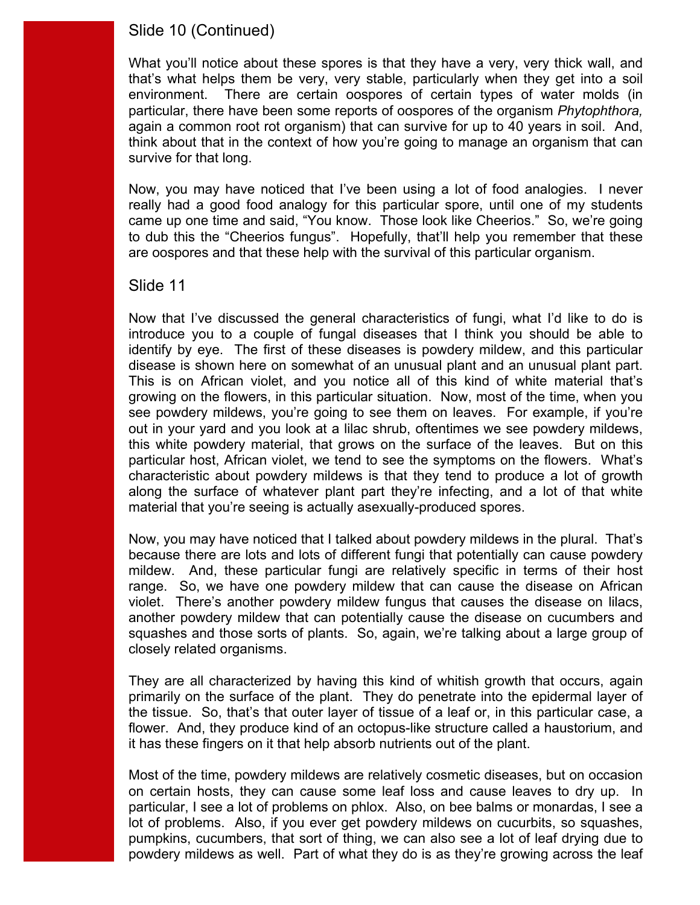## Slide 10 (Continued)

What you'll notice about these spores is that they have a very, very thick wall, and that's what helps them be very, very stable, particularly when they get into a soil environment. There are certain oospores of certain types of water molds (in particular, there have been some reports of oospores of the organism *Phytophthora,* again a common root rot organism) that can survive for up to 40 years in soil. And, think about that in the context of how you're going to manage an organism that can survive for that long.

Now, you may have noticed that I've been using a lot of food analogies. I never really had a good food analogy for this particular spore, until one of my students came up one time and said, "You know. Those look like Cheerios." So, we're going to dub this the "Cheerios fungus". Hopefully, that'll help you remember that these are oospores and that these help with the survival of this particular organism.

## Slide 11

Now that I've discussed the general characteristics of fungi, what I'd like to do is introduce you to a couple of fungal diseases that I think you should be able to identify by eye. The first of these diseases is powdery mildew, and this particular disease is shown here on somewhat of an unusual plant and an unusual plant part. This is on African violet, and you notice all of this kind of white material that's growing on the flowers, in this particular situation. Now, most of the time, when you see powdery mildews, you're going to see them on leaves. For example, if you're out in your yard and you look at a lilac shrub, oftentimes we see powdery mildews, this white powdery material, that grows on the surface of the leaves. But on this particular host, African violet, we tend to see the symptoms on the flowers. What's characteristic about powdery mildews is that they tend to produce a lot of growth along the surface of whatever plant part they're infecting, and a lot of that white material that you're seeing is actually asexually-produced spores.

Now, you may have noticed that I talked about powdery mildews in the plural. That's because there are lots and lots of different fungi that potentially can cause powdery mildew. And, these particular fungi are relatively specific in terms of their host range. So, we have one powdery mildew that can cause the disease on African violet. There's another powdery mildew fungus that causes the disease on lilacs, another powdery mildew that can potentially cause the disease on cucumbers and squashes and those sorts of plants. So, again, we're talking about a large group of closely related organisms.

They are all characterized by having this kind of whitish growth that occurs, again primarily on the surface of the plant. They do penetrate into the epidermal layer of the tissue. So, that's that outer layer of tissue of a leaf or, in this particular case, a flower. And, they produce kind of an octopus-like structure called a haustorium, and it has these fingers on it that help absorb nutrients out of the plant.

Most of the time, powdery mildews are relatively cosmetic diseases, but on occasion on certain hosts, they can cause some leaf loss and cause leaves to dry up. In particular, I see a lot of problems on phlox. Also, on bee balms or monardas, I see a lot of problems. Also, if you ever get powdery mildews on cucurbits, so squashes, pumpkins, cucumbers, that sort of thing, we can also see a lot of leaf drying due to powdery mildews as well. Part of what they do is as they're growing across the leaf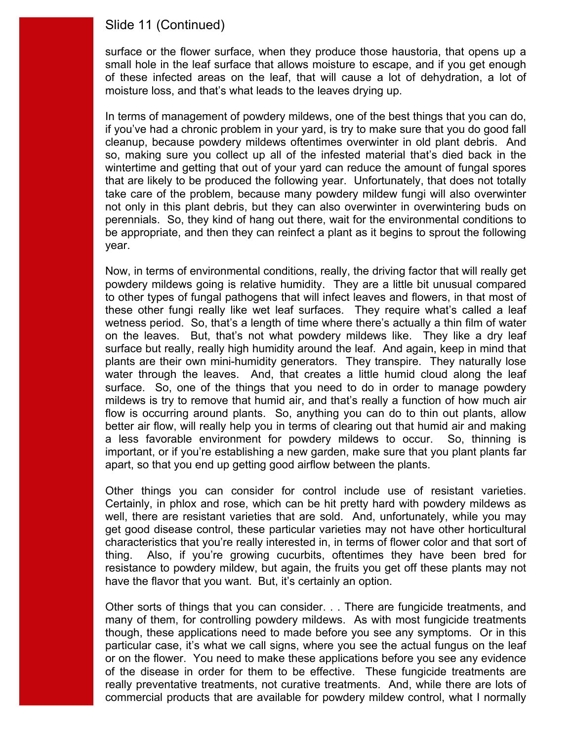## Slide 11 (Continued)

surface or the flower surface, when they produce those haustoria, that opens up a small hole in the leaf surface that allows moisture to escape, and if you get enough of these infected areas on the leaf, that will cause a lot of dehydration, a lot of moisture loss, and that's what leads to the leaves drying up.

In terms of management of powdery mildews, one of the best things that you can do, if you've had a chronic problem in your yard, is try to make sure that you do good fall cleanup, because powdery mildews oftentimes overwinter in old plant debris. And so, making sure you collect up all of the infested material that's died back in the wintertime and getting that out of your yard can reduce the amount of fungal spores that are likely to be produced the following year. Unfortunately, that does not totally take care of the problem, because many powdery mildew fungi will also overwinter not only in this plant debris, but they can also overwinter in overwintering buds on perennials. So, they kind of hang out there, wait for the environmental conditions to be appropriate, and then they can reinfect a plant as it begins to sprout the following year.

Now, in terms of environmental conditions, really, the driving factor that will really get powdery mildews going is relative humidity. They are a little bit unusual compared to other types of fungal pathogens that will infect leaves and flowers, in that most of these other fungi really like wet leaf surfaces. They require what's called a leaf wetness period. So, that's a length of time where there's actually a thin film of water on the leaves. But, that's not what powdery mildews like. They like a dry leaf surface but really, really high humidity around the leaf. And again, keep in mind that plants are their own mini-humidity generators. They transpire. They naturally lose water through the leaves. And, that creates a little humid cloud along the leaf surface. So, one of the things that you need to do in order to manage powdery mildews is try to remove that humid air, and that's really a function of how much air flow is occurring around plants. So, anything you can do to thin out plants, allow better air flow, will really help you in terms of clearing out that humid air and making a less favorable environment for powdery mildews to occur. So, thinning is important, or if you're establishing a new garden, make sure that you plant plants far apart, so that you end up getting good airflow between the plants.

Other things you can consider for control include use of resistant varieties. Certainly, in phlox and rose, which can be hit pretty hard with powdery mildews as well, there are resistant varieties that are sold. And, unfortunately, while you may get good disease control, these particular varieties may not have other horticultural characteristics that you're really interested in, in terms of flower color and that sort of thing. Also, if you're growing cucurbits, oftentimes they have been bred for resistance to powdery mildew, but again, the fruits you get off these plants may not have the flavor that you want. But, it's certainly an option.

Other sorts of things that you can consider. . . There are fungicide treatments, and many of them, for controlling powdery mildews. As with most fungicide treatments though, these applications need to made before you see any symptoms. Or in this particular case, it's what we call signs, where you see the actual fungus on the leaf or on the flower. You need to make these applications before you see any evidence of the disease in order for them to be effective. These fungicide treatments are really preventative treatments, not curative treatments. And, while there are lots of commercial products that are available for powdery mildew control, what I normally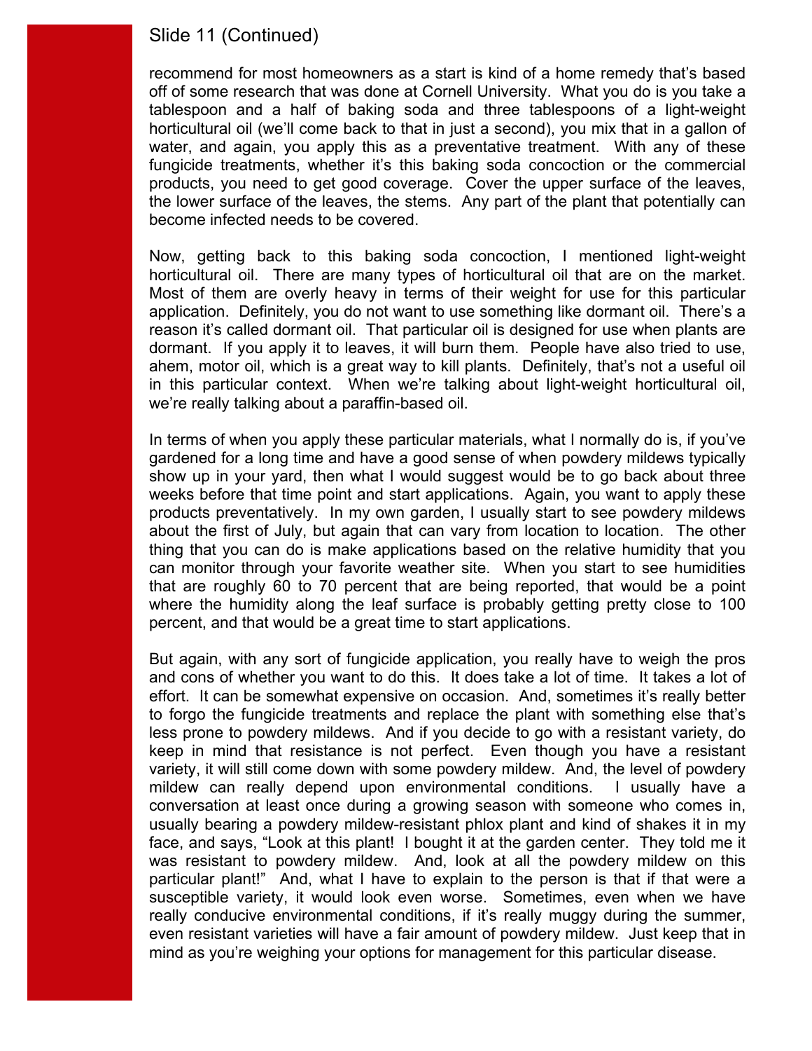## Slide 11 (Continued)

recommend for most homeowners as a start is kind of a home remedy that's based off of some research that was done at Cornell University. What you do is you take a tablespoon and a half of baking soda and three tablespoons of a light-weight horticultural oil (we'll come back to that in just a second), you mix that in a gallon of water, and again, you apply this as a preventative treatment. With any of these fungicide treatments, whether it's this baking soda concoction or the commercial products, you need to get good coverage. Cover the upper surface of the leaves, the lower surface of the leaves, the stems. Any part of the plant that potentially can become infected needs to be covered.

Now, getting back to this baking soda concoction, I mentioned light-weight horticultural oil. There are many types of horticultural oil that are on the market. Most of them are overly heavy in terms of their weight for use for this particular application. Definitely, you do not want to use something like dormant oil. There's a reason it's called dormant oil. That particular oil is designed for use when plants are dormant. If you apply it to leaves, it will burn them. People have also tried to use, ahem, motor oil, which is a great way to kill plants. Definitely, that's not a useful oil in this particular context. When we're talking about light-weight horticultural oil, we're really talking about a paraffin-based oil.

In terms of when you apply these particular materials, what I normally do is, if you've gardened for a long time and have a good sense of when powdery mildews typically show up in your yard, then what I would suggest would be to go back about three weeks before that time point and start applications. Again, you want to apply these products preventatively. In my own garden, I usually start to see powdery mildews about the first of July, but again that can vary from location to location. The other thing that you can do is make applications based on the relative humidity that you can monitor through your favorite weather site. When you start to see humidities that are roughly 60 to 70 percent that are being reported, that would be a point where the humidity along the leaf surface is probably getting pretty close to 100 percent, and that would be a great time to start applications.

But again, with any sort of fungicide application, you really have to weigh the pros and cons of whether you want to do this. It does take a lot of time. It takes a lot of effort. It can be somewhat expensive on occasion. And, sometimes it's really better to forgo the fungicide treatments and replace the plant with something else that's less prone to powdery mildews. And if you decide to go with a resistant variety, do keep in mind that resistance is not perfect. Even though you have a resistant variety, it will still come down with some powdery mildew. And, the level of powdery mildew can really depend upon environmental conditions. I usually have a conversation at least once during a growing season with someone who comes in, usually bearing a powdery mildew-resistant phlox plant and kind of shakes it in my face, and says, "Look at this plant! I bought it at the garden center. They told me it was resistant to powdery mildew. And, look at all the powdery mildew on this particular plant!" And, what I have to explain to the person is that if that were a susceptible variety, it would look even worse. Sometimes, even when we have really conducive environmental conditions, if it's really muggy during the summer, even resistant varieties will have a fair amount of powdery mildew. Just keep that in mind as you're weighing your options for management for this particular disease.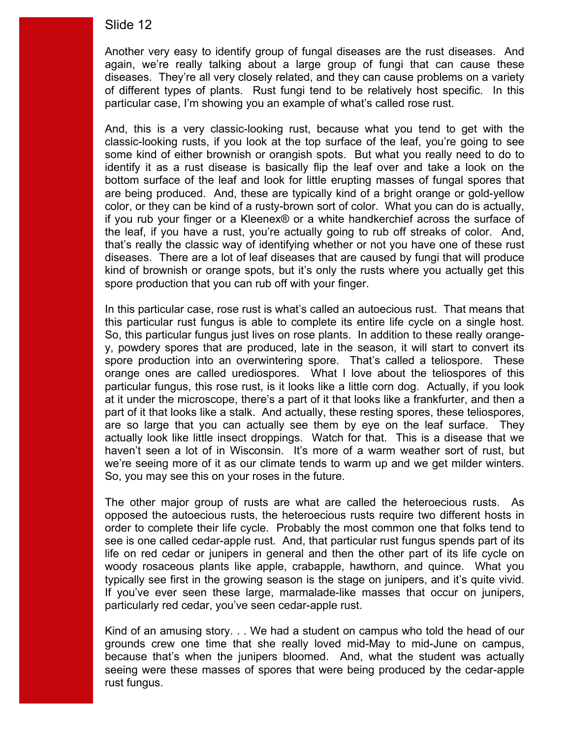## Slide 12

Another very easy to identify group of fungal diseases are the rust diseases. And again, we're really talking about a large group of fungi that can cause these diseases. They're all very closely related, and they can cause problems on a variety of different types of plants. Rust fungi tend to be relatively host specific. In this particular case, I'm showing you an example of what's called rose rust.

And, this is a very classic-looking rust, because what you tend to get with the classic-looking rusts, if you look at the top surface of the leaf, you're going to see some kind of either brownish or orangish spots. But what you really need to do to identify it as a rust disease is basically flip the leaf over and take a look on the bottom surface of the leaf and look for little erupting masses of fungal spores that are being produced. And, these are typically kind of a bright orange or gold-yellow color, or they can be kind of a rusty-brown sort of color. What you can do is actually, if you rub your finger or a Kleenex® or a white handkerchief across the surface of the leaf, if you have a rust, you're actually going to rub off streaks of color. And, that's really the classic way of identifying whether or not you have one of these rust diseases. There are a lot of leaf diseases that are caused by fungi that will produce kind of brownish or orange spots, but it's only the rusts where you actually get this spore production that you can rub off with your finger.

In this particular case, rose rust is what's called an autoecious rust. That means that this particular rust fungus is able to complete its entire life cycle on a single host. So, this particular fungus just lives on rose plants. In addition to these really orange-y, powdery spores that are produced, late in the season, it will start to convert its spore production into an overwintering spore. That's called a teliospore. These orange ones are called urediospores. What I love about the teliospores of this particular fungus, this rose rust, is it looks like a little corn dog. Actually, if you look at it under the microscope, there's a part of it that looks like a frankfurter, and then a part of it that looks like a stalk. And actually, these resting spores, these teliospores, are so large that you can actually see them by eye on the leaf surface. They actually look like little insect droppings. Watch for that. This is a disease that we haven't seen a lot of in Wisconsin. It's more of a warm weather sort of rust, but we're seeing more of it as our climate tends to warm up and we get milder winters. So, you may see this on your roses in the future.

The other major group of rusts are what are called the heteroecious rusts. As opposed the autoecious rusts, the heteroecious rusts require two different hosts in order to complete their life cycle. Probably the most common one that folks tend to see is one called cedar-apple rust. And, that particular rust fungus spends part of its life on red cedar or junipers in general and then the other part of its life cycle on woody rosaceous plants like apple, crabapple, hawthorn, and quince. What you typically see first in the growing season is the stage on junipers, and it's quite vivid. If you've ever seen these large, marmalade-like masses that occur on junipers, particularly red cedar, you've seen cedar-apple rust.

Kind of an amusing story. . . We had a student on campus who told the head of our grounds crew one time that she really loved mid-May to mid-June on campus, because that's when the junipers bloomed. And, what the student was actually seeing were these masses of spores that were being produced by the cedar-apple rust fungus.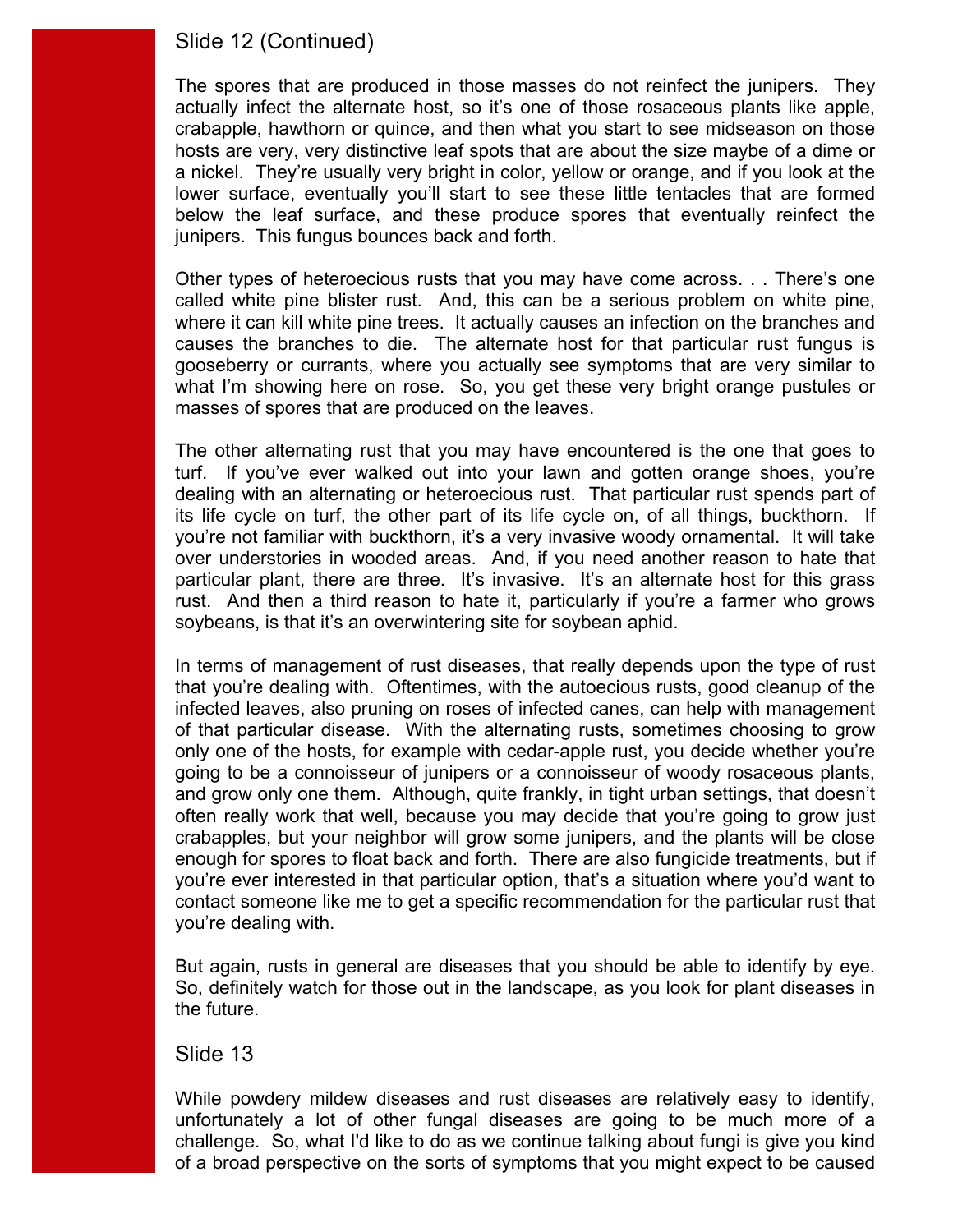## Slide 12 (Continued)

The spores that are produced in those masses do not reinfect the junipers. They actually infect the alternate host, so it's one of those rosaceous plants like apple, crabapple, hawthorn or quince, and then what you start to see midseason on those hosts are very, very distinctive leaf spots that are about the size maybe of a dime or a nickel. They're usually very bright in color, yellow or orange, and if you look at the lower surface, eventually you'll start to see these little tentacles that are formed below the leaf surface, and these produce spores that eventually reinfect the junipers. This fungus bounces back and forth.

Other types of heteroecious rusts that you may have come across. . . There's one called white pine blister rust. And, this can be a serious problem on white pine, where it can kill white pine trees. It actually causes an infection on the branches and causes the branches to die. The alternate host for that particular rust fungus is gooseberry or currants, where you actually see symptoms that are very similar to what I'm showing here on rose. So, you get these very bright orange pustules or masses of spores that are produced on the leaves.

The other alternating rust that you may have encountered is the one that goes to turf. If you've ever walked out into your lawn and gotten orange shoes, you're dealing with an alternating or heteroecious rust. That particular rust spends part of its life cycle on turf, the other part of its life cycle on, of all things, buckthorn. If you're not familiar with buckthorn, it's a very invasive woody ornamental. It will take over understories in wooded areas. And, if you need another reason to hate that particular plant, there are three. It's invasive. It's an alternate host for this grass rust. And then a third reason to hate it, particularly if you're a farmer who grows soybeans, is that it's an overwintering site for soybean aphid.

In terms of management of rust diseases, that really depends upon the type of rust that you're dealing with. Oftentimes, with the autoecious rusts, good cleanup of the infected leaves, also pruning on roses of infected canes, can help with management of that particular disease. With the alternating rusts, sometimes choosing to grow only one of the hosts, for example with cedar-apple rust, you decide whether you're going to be a connoisseur of junipers or a connoisseur of woody rosaceous plants, and grow only one them. Although, quite frankly, in tight urban settings, that doesn't often really work that well, because you may decide that you're going to grow just crabapples, but your neighbor will grow some junipers, and the plants will be close enough for spores to float back and forth. There are also fungicide treatments, but if you're ever interested in that particular option, that's a situation where you'd want to contact someone like me to get a specific recommendation for the particular rust that you're dealing with.

But again, rusts in general are diseases that you should be able to identify by eye. So, definitely watch for those out in the landscape, as you look for plant diseases in the future.

## Slide 13

While powdery mildew diseases and rust diseases are relatively easy to identify, unfortunately a lot of other fungal diseases are going to be much more of a challenge. So, what I'd like to do as we continue talking about fungi is give you kind of a broad perspective on the sorts of symptoms that you might expect to be caused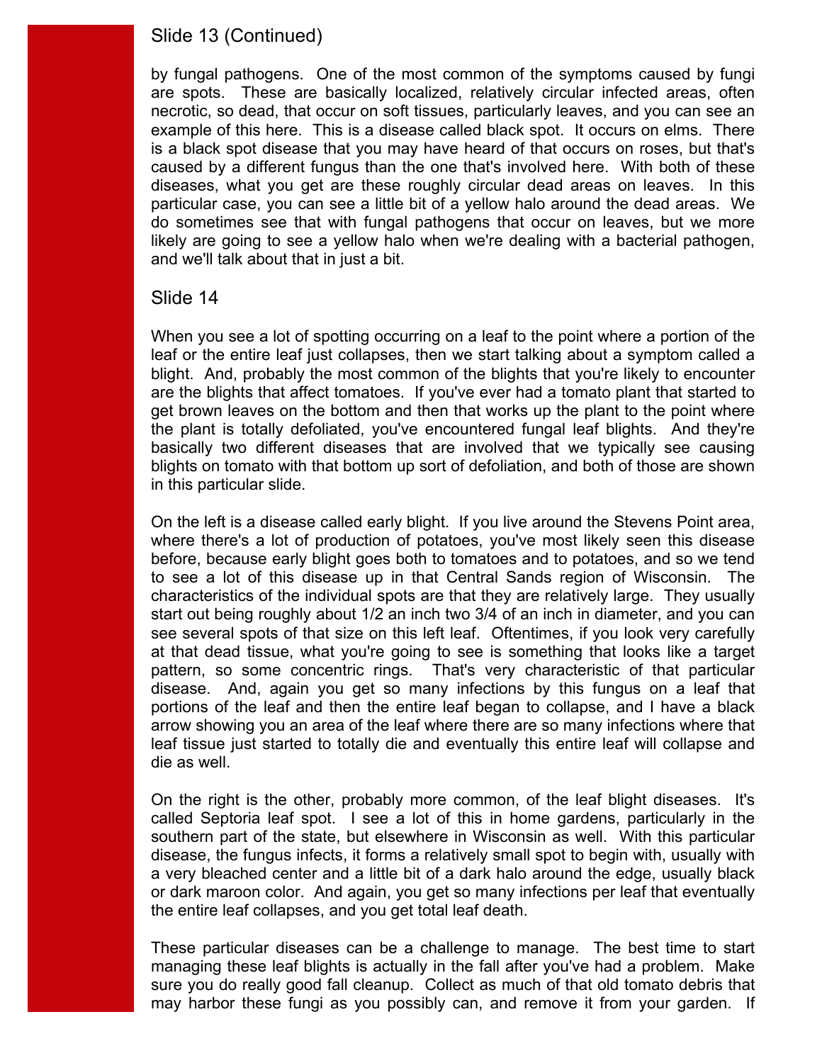## Slide 13 (Continued)

by fungal pathogens. One of the most common of the symptoms caused by fungi are spots. These are basically localized, relatively circular infected areas, often necrotic, so dead, that occur on soft tissues, particularly leaves, and you can see an example of this here. This is a disease called black spot. It occurs on elms. There is a black spot disease that you may have heard of that occurs on roses, but that's caused by a different fungus than the one that's involved here. With both of these diseases, what you get are these roughly circular dead areas on leaves. In this particular case, you can see a little bit of a yellow halo around the dead areas. We do sometimes see that with fungal pathogens that occur on leaves, but we more likely are going to see a yellow halo when we're dealing with a bacterial pathogen, and we'll talk about that in just a bit.

## Slide 14

When you see a lot of spotting occurring on a leaf to the point where a portion of the leaf or the entire leaf just collapses, then we start talking about a symptom called a blight. And, probably the most common of the blights that you're likely to encounter are the blights that affect tomatoes. If you've ever had a tomato plant that started to get brown leaves on the bottom and then that works up the plant to the point where the plant is totally defoliated, you've encountered fungal leaf blights. And they're basically two different diseases that are involved that we typically see causing blights on tomato with that bottom up sort of defoliation, and both of those are shown in this particular slide.

On the left is a disease called early blight. If you live around the Stevens Point area, where there's a lot of production of potatoes, you've most likely seen this disease before, because early blight goes both to tomatoes and to potatoes, and so we tend to see a lot of this disease up in that Central Sands region of Wisconsin. The characteristics of the individual spots are that they are relatively large. They usually start out being roughly about 1/2 an inch two 3/4 of an inch in diameter, and you can see several spots of that size on this left leaf. Oftentimes, if you look very carefully at that dead tissue, what you're going to see is something that looks like a target pattern, so some concentric rings. That's very characteristic of that particular disease. And, again you get so many infections by this fungus on a leaf that portions of the leaf and then the entire leaf began to collapse, and I have a black arrow showing you an area of the leaf where there are so many infections where that leaf tissue just started to totally die and eventually this entire leaf will collapse and die as well.

On the right is the other, probably more common, of the leaf blight diseases. It's called Septoria leaf spot. I see a lot of this in home gardens, particularly in the southern part of the state, but elsewhere in Wisconsin as well. With this particular disease, the fungus infects, it forms a relatively small spot to begin with, usually with a very bleached center and a little bit of a dark halo around the edge, usually black or dark maroon color. And again, you get so many infections per leaf that eventually the entire leaf collapses, and you get total leaf death.

These particular diseases can be a challenge to manage. The best time to start managing these leaf blights is actually in the fall after you've had a problem. Make sure you do really good fall cleanup. Collect as much of that old tomato debris that may harbor these fungi as you possibly can, and remove it from your garden. If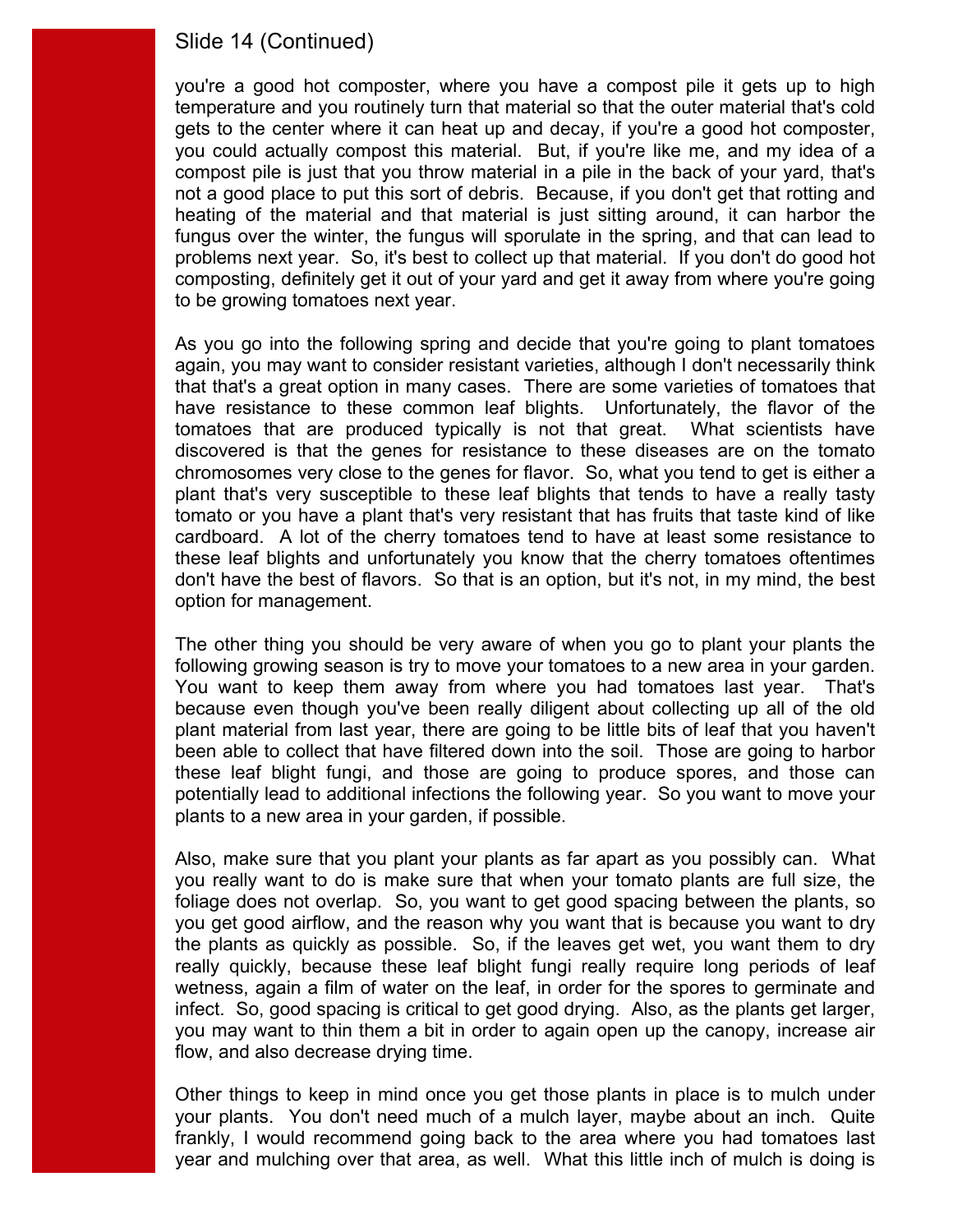## Slide 14 (Continued)

you're a good hot composter, where you have a compost pile it gets up to high temperature and you routinely turn that material so that the outer material that's cold gets to the center where it can heat up and decay, if you're a good hot composter, you could actually compost this material. But, if you're like me, and my idea of a compost pile is just that you throw material in a pile in the back of your yard, that's not a good place to put this sort of debris. Because, if you don't get that rotting and heating of the material and that material is just sitting around, it can harbor the fungus over the winter, the fungus will sporulate in the spring, and that can lead to problems next year. So, it's best to collect up that material. If you don't do good hot composting, definitely get it out of your yard and get it away from where you're going to be growing tomatoes next year.

As you go into the following spring and decide that you're going to plant tomatoes again, you may want to consider resistant varieties, although I don't necessarily think that that's a great option in many cases. There are some varieties of tomatoes that have resistance to these common leaf blights. Unfortunately, the flavor of the tomatoes that are produced typically is not that great. What scientists have discovered is that the genes for resistance to these diseases are on the tomato chromosomes very close to the genes for flavor. So, what you tend to get is either a plant that's very susceptible to these leaf blights that tends to have a really tasty tomato or you have a plant that's very resistant that has fruits that taste kind of like cardboard. A lot of the cherry tomatoes tend to have at least some resistance to these leaf blights and unfortunately you know that the cherry tomatoes oftentimes don't have the best of flavors. So that is an option, but it's not, in my mind, the best option for management.

The other thing you should be very aware of when you go to plant your plants the following growing season is try to move your tomatoes to a new area in your garden. You want to keep them away from where you had tomatoes last year. That's because even though you've been really diligent about collecting up all of the old plant material from last year, there are going to be little bits of leaf that you haven't been able to collect that have filtered down into the soil. Those are going to harbor these leaf blight fungi, and those are going to produce spores, and those can potentially lead to additional infections the following year. So you want to move your plants to a new area in your garden, if possible.

Also, make sure that you plant your plants as far apart as you possibly can. What you really want to do is make sure that when your tomato plants are full size, the foliage does not overlap. So, you want to get good spacing between the plants, so you get good airflow, and the reason why you want that is because you want to dry the plants as quickly as possible. So, if the leaves get wet, you want them to dry really quickly, because these leaf blight fungi really require long periods of leaf wetness, again a film of water on the leaf, in order for the spores to germinate and infect. So, good spacing is critical to get good drying. Also, as the plants get larger, you may want to thin them a bit in order to again open up the canopy, increase air flow, and also decrease drying time.

Other things to keep in mind once you get those plants in place is to mulch under your plants. You don't need much of a mulch layer, maybe about an inch. Quite frankly, I would recommend going back to the area where you had tomatoes last year and mulching over that area, as well. What this little inch of mulch is doing is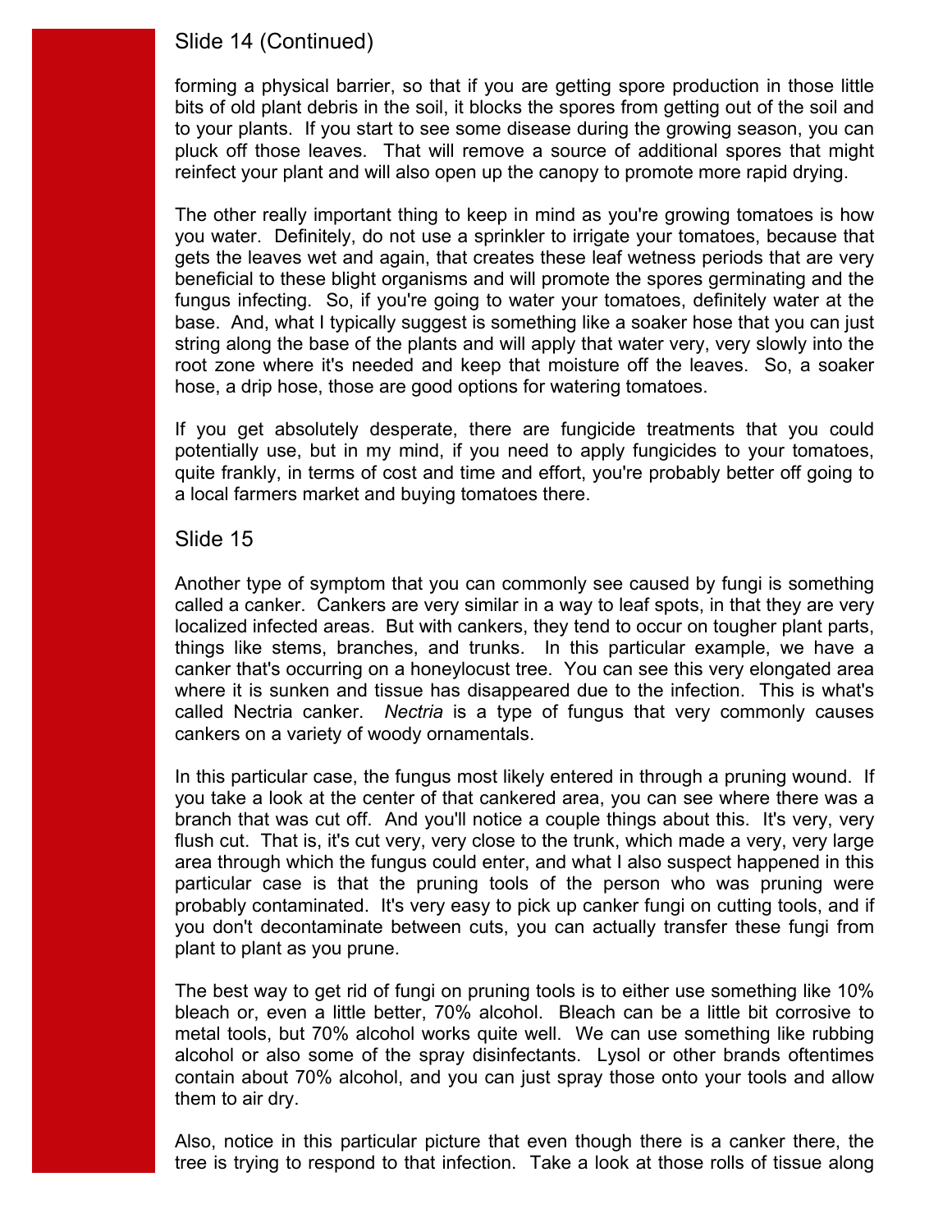## Slide 14 (Continued)

forming a physical barrier, so that if you are getting spore production in those little bits of old plant debris in the soil, it blocks the spores from getting out of the soil and to your plants. If you start to see some disease during the growing season, you can pluck off those leaves. That will remove a source of additional spores that might reinfect your plant and will also open up the canopy to promote more rapid drying.

The other really important thing to keep in mind as you're growing tomatoes is how you water. Definitely, do not use a sprinkler to irrigate your tomatoes, because that gets the leaves wet and again, that creates these leaf wetness periods that are very beneficial to these blight organisms and will promote the spores germinating and the fungus infecting. So, if you're going to water your tomatoes, definitely water at the base. And, what I typically suggest is something like a soaker hose that you can just string along the base of the plants and will apply that water very, very slowly into the root zone where it's needed and keep that moisture off the leaves. So, a soaker hose, a drip hose, those are good options for watering tomatoes.

If you get absolutely desperate, there are fungicide treatments that you could potentially use, but in my mind, if you need to apply fungicides to your tomatoes, quite frankly, in terms of cost and time and effort, you're probably better off going to a local farmers market and buying tomatoes there.

## Slide 15

Another type of symptom that you can commonly see caused by fungi is something called a canker. Cankers are very similar in a way to leaf spots, in that they are very localized infected areas. But with cankers, they tend to occur on tougher plant parts, things like stems, branches, and trunks. In this particular example, we have a canker that's occurring on a honeylocust tree. You can see this very elongated area where it is sunken and tissue has disappeared due to the infection. This is what's called Nectria canker. *Nectria* is a type of fungus that very commonly causes cankers on a variety of woody ornamentals.

In this particular case, the fungus most likely entered in through a pruning wound. If you take a look at the center of that cankered area, you can see where there was a branch that was cut off. And you'll notice a couple things about this. It's very, very flush cut. That is, it's cut very, very close to the trunk, which made a very, very large area through which the fungus could enter, and what I also suspect happened in this particular case is that the pruning tools of the person who was pruning were probably contaminated. It's very easy to pick up canker fungi on cutting tools, and if you don't decontaminate between cuts, you can actually transfer these fungi from plant to plant as you prune.

The best way to get rid of fungi on pruning tools is to either use something like 10% bleach or, even a little better, 70% alcohol. Bleach can be a little bit corrosive to metal tools, but 70% alcohol works quite well. We can use something like rubbing alcohol or also some of the spray disinfectants. Lysol or other brands oftentimes contain about 70% alcohol, and you can just spray those onto your tools and allow them to air dry.

Also, notice in this particular picture that even though there is a canker there, the tree is trying to respond to that infection. Take a look at those rolls of tissue along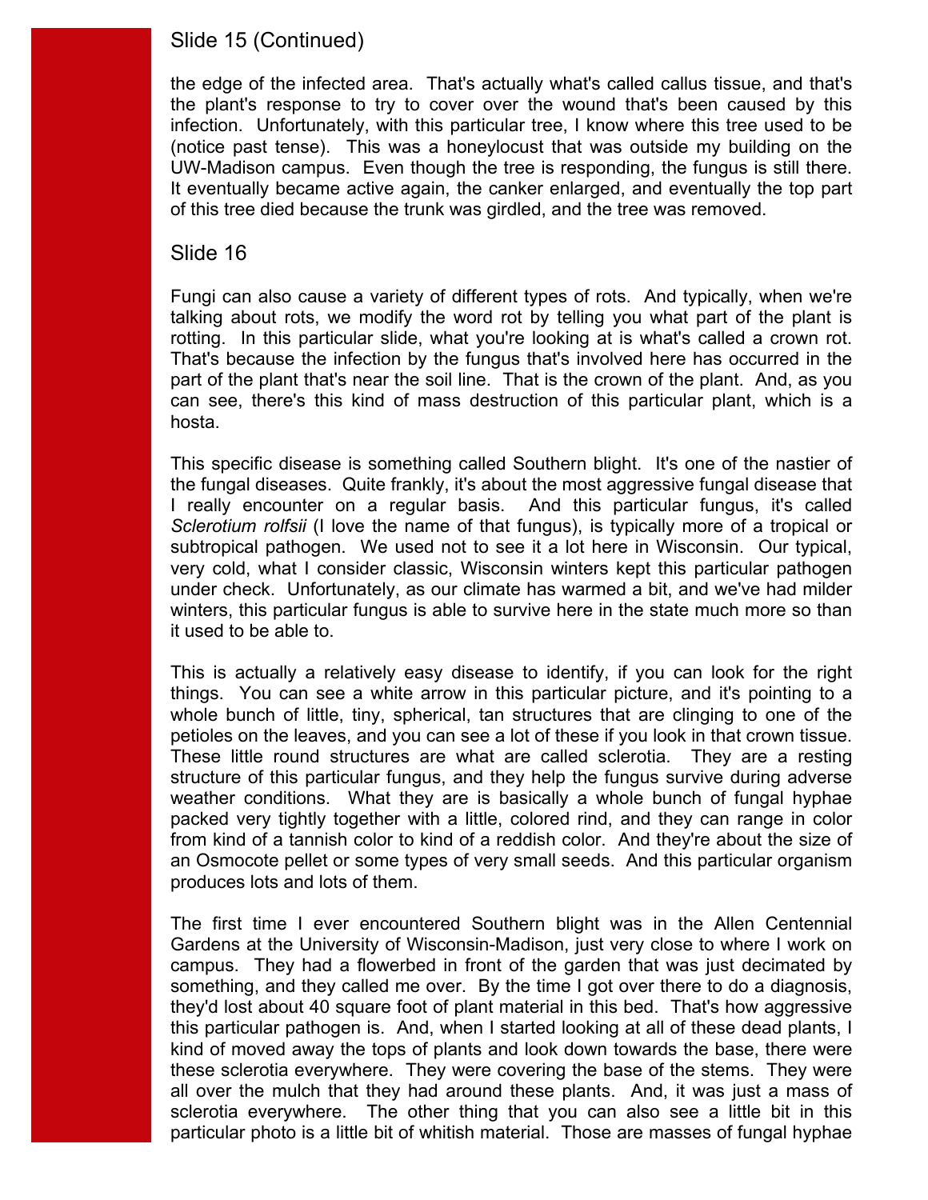## Slide 15 (Continued)

the edge of the infected area. That's actually what's called callus tissue, and that's the plant's response to try to cover over the wound that's been caused by this infection. Unfortunately, with this particular tree, I know where this tree used to be (notice past tense). This was a honeylocust that was outside my building on the UW-Madison campus. Even though the tree is responding, the fungus is still there. It eventually became active again, the canker enlarged, and eventually the top part of this tree died because the trunk was girdled, and the tree was removed.

## Slide 16

Fungi can also cause a variety of different types of rots. And typically, when we're talking about rots, we modify the word rot by telling you what part of the plant is rotting. In this particular slide, what you're looking at is what's called a crown rot. That's because the infection by the fungus that's involved here has occurred in the part of the plant that's near the soil line. That is the crown of the plant. And, as you can see, there's this kind of mass destruction of this particular plant, which is a hosta.

This specific disease is something called Southern blight. It's one of the nastier of the fungal diseases. Quite frankly, it's about the most aggressive fungal disease that I really encounter on a regular basis. And this particular fungus, it's called *Sclerotium rolfsii* (I love the name of that fungus), is typically more of a tropical or subtropical pathogen. We used not to see it a lot here in Wisconsin. Our typical, very cold, what I consider classic, Wisconsin winters kept this particular pathogen under check. Unfortunately, as our climate has warmed a bit, and we've had milder winters, this particular fungus is able to survive here in the state much more so than it used to be able to.

This is actually a relatively easy disease to identify, if you can look for the right things. You can see a white arrow in this particular picture, and it's pointing to a whole bunch of little, tiny, spherical, tan structures that are clinging to one of the petioles on the leaves, and you can see a lot of these if you look in that crown tissue. These little round structures are what are called sclerotia. They are a resting structure of this particular fungus, and they help the fungus survive during adverse weather conditions. What they are is basically a whole bunch of fungal hyphae packed very tightly together with a little, colored rind, and they can range in color from kind of a tannish color to kind of a reddish color. And they're about the size of an Osmocote pellet or some types of very small seeds. And this particular organism produces lots and lots of them.

The first time I ever encountered Southern blight was in the Allen Centennial Gardens at the University of Wisconsin-Madison, just very close to where I work on campus. They had a flowerbed in front of the garden that was just decimated by something, and they called me over. By the time I got over there to do a diagnosis, they'd lost about 40 square foot of plant material in this bed. That's how aggressive this particular pathogen is. And, when I started looking at all of these dead plants, I kind of moved away the tops of plants and look down towards the base, there were these sclerotia everywhere. They were covering the base of the stems. They were all over the mulch that they had around these plants. And, it was just a mass of sclerotia everywhere. The other thing that you can also see a little bit in this particular photo is a little bit of whitish material. Those are masses of fungal hyphae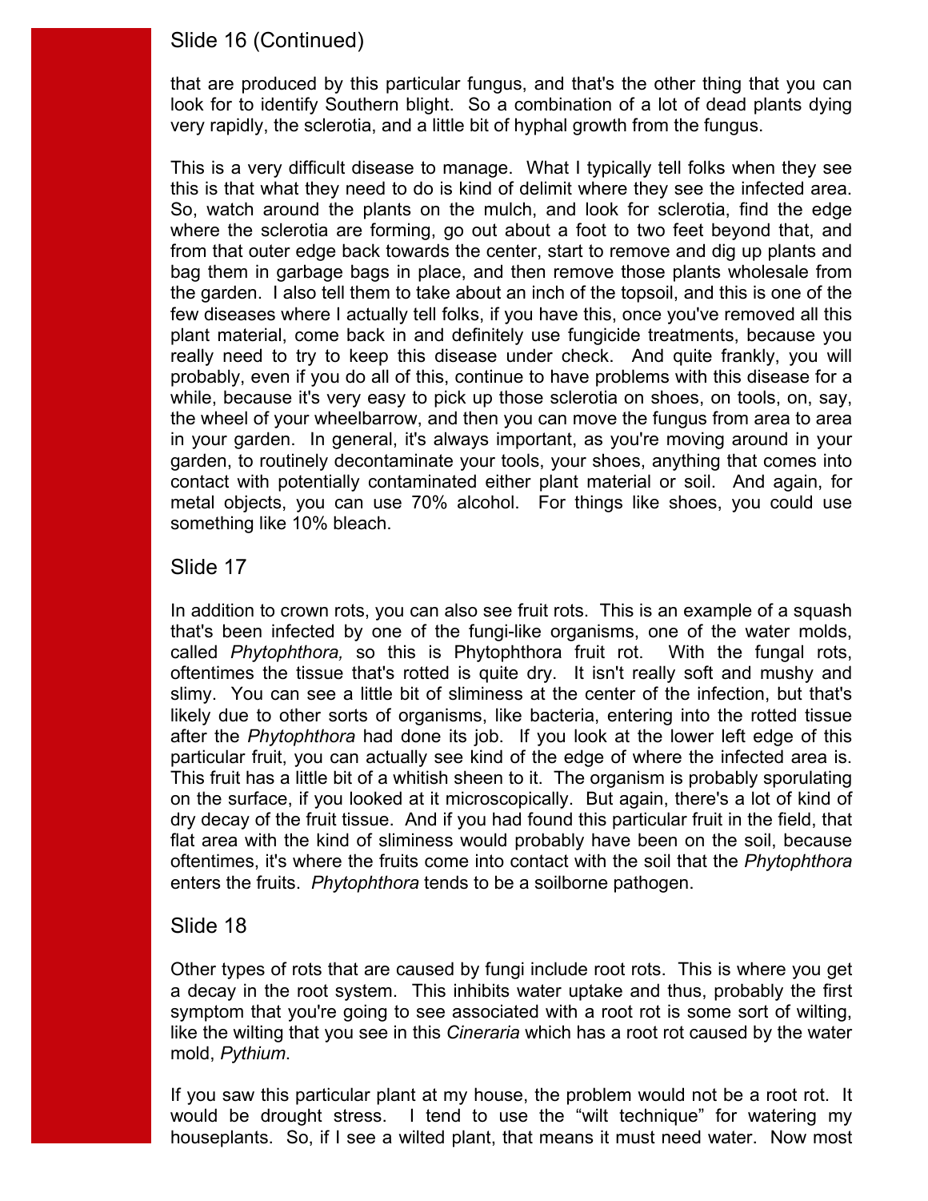## Slide 16 (Continued)

that are produced by this particular fungus, and that's the other thing that you can look for to identify Southern blight. So a combination of a lot of dead plants dying very rapidly, the sclerotia, and a little bit of hyphal growth from the fungus.

This is a very difficult disease to manage. What I typically tell folks when they see this is that what they need to do is kind of delimit where they see the infected area. So, watch around the plants on the mulch, and look for sclerotia, find the edge where the sclerotia are forming, go out about a foot to two feet beyond that, and from that outer edge back towards the center, start to remove and dig up plants and bag them in garbage bags in place, and then remove those plants wholesale from the garden. I also tell them to take about an inch of the topsoil, and this is one of the few diseases where I actually tell folks, if you have this, once you've removed all this plant material, come back in and definitely use fungicide treatments, because you really need to try to keep this disease under check. And quite frankly, you will probably, even if you do all of this, continue to have problems with this disease for a while, because it's very easy to pick up those sclerotia on shoes, on tools, on, say, the wheel of your wheelbarrow, and then you can move the fungus from area to area in your garden. In general, it's always important, as you're moving around in your garden, to routinely decontaminate your tools, your shoes, anything that comes into contact with potentially contaminated either plant material or soil. And again, for metal objects, you can use 70% alcohol. For things like shoes, you could use something like 10% bleach.

## Slide 17

In addition to crown rots, you can also see fruit rots. This is an example of a squash that's been infected by one of the fungi-like organisms, one of the water molds, called *Phytophthora,* so this is Phytophthora fruit rot. With the fungal rots, oftentimes the tissue that's rotted is quite dry. It isn't really soft and mushy and slimy. You can see a little bit of sliminess at the center of the infection, but that's likely due to other sorts of organisms, like bacteria, entering into the rotted tissue after the *Phytophthora* had done its job. If you look at the lower left edge of this particular fruit, you can actually see kind of the edge of where the infected area is. This fruit has a little bit of a whitish sheen to it. The organism is probably sporulating on the surface, if you looked at it microscopically. But again, there's a lot of kind of dry decay of the fruit tissue. And if you had found this particular fruit in the field, that flat area with the kind of sliminess would probably have been on the soil, because oftentimes, it's where the fruits come into contact with the soil that the *Phytophthora* enters the fruits. *Phytophthora* tends to be a soilborne pathogen.

## Slide 18

Other types of rots that are caused by fungi include root rots. This is where you get a decay in the root system. This inhibits water uptake and thus, probably the first symptom that you're going to see associated with a root rot is some sort of wilting, like the wilting that you see in this *Cineraria* which has a root rot caused by the water mold, *Pythium*.

If you saw this particular plant at my house, the problem would not be a root rot. It would be drought stress. I tend to use the "wilt technique" for watering my houseplants. So, if I see a wilted plant, that means it must need water. Now most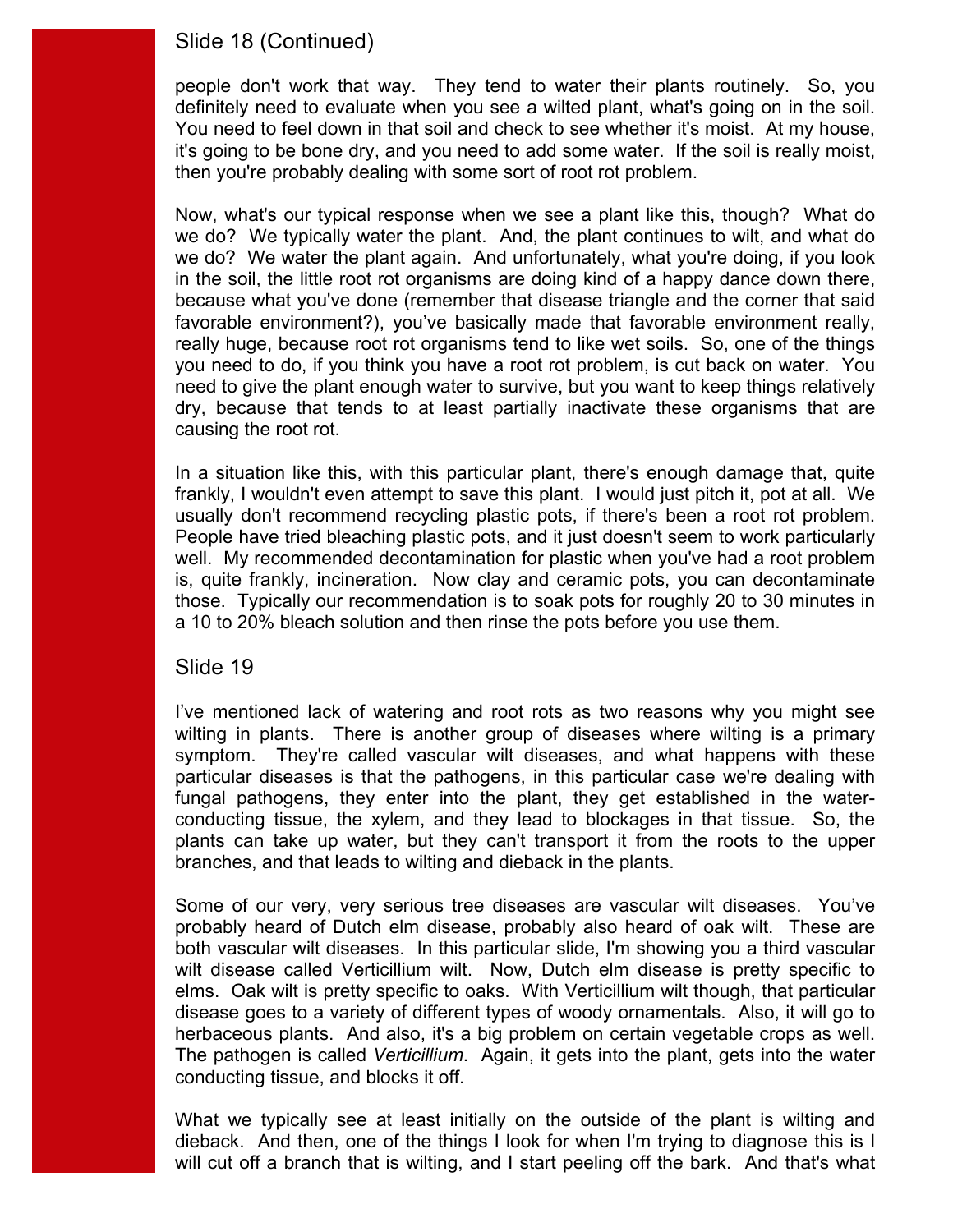## Slide 18 (Continued)

people don't work that way. They tend to water their plants routinely. So, you definitely need to evaluate when you see a wilted plant, what's going on in the soil. You need to feel down in that soil and check to see whether it's moist. At my house, it's going to be bone dry, and you need to add some water. If the soil is really moist, then you're probably dealing with some sort of root rot problem.

Now, what's our typical response when we see a plant like this, though? What do we do? We typically water the plant. And, the plant continues to wilt, and what do we do? We water the plant again. And unfortunately, what you're doing, if you look in the soil, the little root rot organisms are doing kind of a happy dance down there, because what you've done (remember that disease triangle and the corner that said favorable environment?), you've basically made that favorable environment really, really huge, because root rot organisms tend to like wet soils. So, one of the things you need to do, if you think you have a root rot problem, is cut back on water. You need to give the plant enough water to survive, but you want to keep things relatively dry, because that tends to at least partially inactivate these organisms that are causing the root rot.

In a situation like this, with this particular plant, there's enough damage that, quite frankly, I wouldn't even attempt to save this plant. I would just pitch it, pot at all. We usually don't recommend recycling plastic pots, if there's been a root rot problem. People have tried bleaching plastic pots, and it just doesn't seem to work particularly well. My recommended decontamination for plastic when you've had a root problem is, quite frankly, incineration. Now clay and ceramic pots, you can decontaminate those. Typically our recommendation is to soak pots for roughly 20 to 30 minutes in a 10 to 20% bleach solution and then rinse the pots before you use them.

## Slide 19

I've mentioned lack of watering and root rots as two reasons why you might see wilting in plants. There is another group of diseases where wilting is a primary symptom. They're called vascular wilt diseases, and what happens with these particular diseases is that the pathogens, in this particular case we're dealing with fungal pathogens, they enter into the plant, they get established in the water-conducting tissue, the xylem, and they lead to blockages in that tissue. So, the plants can take up water, but they can't transport it from the roots to the upper branches, and that leads to wilting and dieback in the plants.

Some of our very, very serious tree diseases are vascular wilt diseases. You've probably heard of Dutch elm disease, probably also heard of oak wilt. These are both vascular wilt diseases. In this particular slide, I'm showing you a third vascular wilt disease called Verticillium wilt. Now, Dutch elm disease is pretty specific to elms. Oak wilt is pretty specific to oaks. With Verticillium wilt though, that particular disease goes to a variety of different types of woody ornamentals. Also, it will go to herbaceous plants. And also, it's a big problem on certain vegetable crops as well. The pathogen is called *Verticillium*. Again, it gets into the plant, gets into the water conducting tissue, and blocks it off.

What we typically see at least initially on the outside of the plant is wilting and dieback. And then, one of the things I look for when I'm trying to diagnose this is I will cut off a branch that is wilting, and I start peeling off the bark. And that's what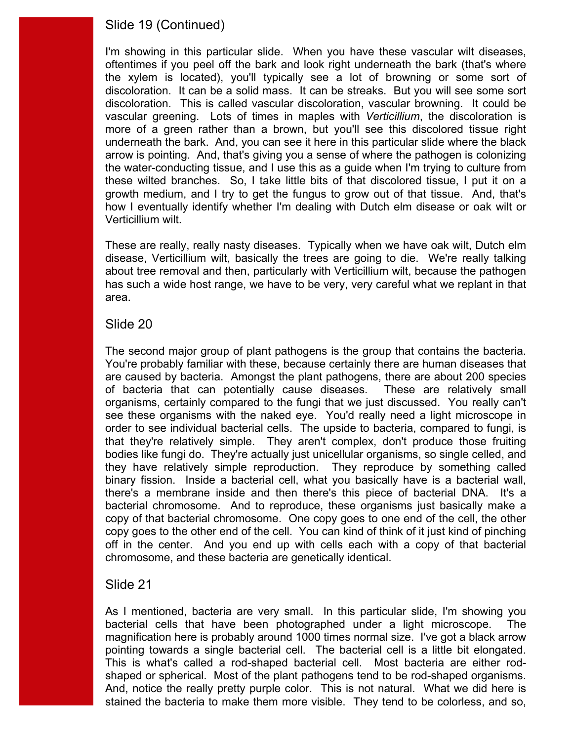## Slide 19 (Continued)

I'm showing in this particular slide. When you have these vascular wilt diseases, oftentimes if you peel off the bark and look right underneath the bark (that's where the xylem is located), you'll typically see a lot of browning or some sort of discoloration. It can be a solid mass. It can be streaks. But you will see some sort discoloration. This is called vascular discoloration, vascular browning. It could be vascular greening. Lots of times in maples with *Verticillium*, the discoloration is more of a green rather than a brown, but you'll see this discolored tissue right underneath the bark. And, you can see it here in this particular slide where the black arrow is pointing. And, that's giving you a sense of where the pathogen is colonizing the water-conducting tissue, and I use this as a guide when I'm trying to culture from these wilted branches. So, I take little bits of that discolored tissue, I put it on a growth medium, and I try to get the fungus to grow out of that tissue. And, that's how I eventually identify whether I'm dealing with Dutch elm disease or oak wilt or Verticillium wilt.

These are really, really nasty diseases. Typically when we have oak wilt, Dutch elm disease, Verticillium wilt, basically the trees are going to die. We're really talking about tree removal and then, particularly with Verticillium wilt, because the pathogen has such a wide host range, we have to be very, very careful what we replant in that area.

## Slide 20

The second major group of plant pathogens is the group that contains the bacteria. You're probably familiar with these, because certainly there are human diseases that are caused by bacteria. Amongst the plant pathogens, there are about 200 species of bacteria that can potentially cause diseases. These are relatively small organisms, certainly compared to the fungi that we just discussed. You really can't see these organisms with the naked eye. You'd really need a light microscope in order to see individual bacterial cells. The upside to bacteria, compared to fungi, is that they're relatively simple. They aren't complex, don't produce those fruiting bodies like fungi do. They're actually just unicellular organisms, so single celled, and they have relatively simple reproduction. They reproduce by something called binary fission. Inside a bacterial cell, what you basically have is a bacterial wall, there's a membrane inside and then there's this piece of bacterial DNA. It's a bacterial chromosome. And to reproduce, these organisms just basically make a copy of that bacterial chromosome. One copy goes to one end of the cell, the other copy goes to the other end of the cell. You can kind of think of it just kind of pinching off in the center. And you end up with cells each with a copy of that bacterial chromosome, and these bacteria are genetically identical.

## Slide 21

As I mentioned, bacteria are very small. In this particular slide, I'm showing you bacterial cells that have been photographed under a light microscope. The magnification here is probably around 1000 times normal size. I've got a black arrow pointing towards a single bacterial cell. The bacterial cell is a little bit elongated. This is what's called a rod-shaped bacterial cell. Most bacteria are either rod-shaped or spherical. Most of the plant pathogens tend to be rod-shaped organisms. And, notice the really pretty purple color. This is not natural. What we did here is stained the bacteria to make them more visible. They tend to be colorless, and so,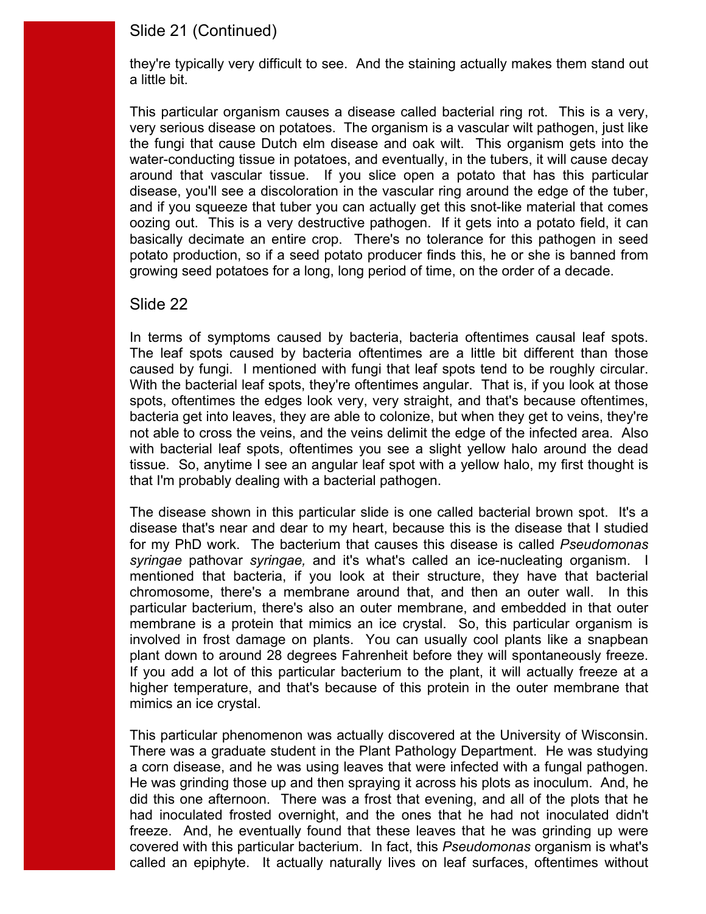## Slide 21 (Continued)

they're typically very difficult to see. And the staining actually makes them stand out a little bit.

This particular organism causes a disease called bacterial ring rot. This is a very, very serious disease on potatoes. The organism is a vascular wilt pathogen, just like the fungi that cause Dutch elm disease and oak wilt. This organism gets into the water-conducting tissue in potatoes, and eventually, in the tubers, it will cause decay around that vascular tissue. If you slice open a potato that has this particular disease, you'll see a discoloration in the vascular ring around the edge of the tuber, and if you squeeze that tuber you can actually get this snot-like material that comes oozing out. This is a very destructive pathogen. If it gets into a potato field, it can basically decimate an entire crop. There's no tolerance for this pathogen in seed potato production, so if a seed potato producer finds this, he or she is banned from growing seed potatoes for a long, long period of time, on the order of a decade.

## Slide 22

In terms of symptoms caused by bacteria, bacteria oftentimes causal leaf spots. The leaf spots caused by bacteria oftentimes are a little bit different than those caused by fungi. I mentioned with fungi that leaf spots tend to be roughly circular. With the bacterial leaf spots, they're oftentimes angular. That is, if you look at those spots, oftentimes the edges look very, very straight, and that's because oftentimes, bacteria get into leaves, they are able to colonize, but when they get to veins, they're not able to cross the veins, and the veins delimit the edge of the infected area. Also with bacterial leaf spots, oftentimes you see a slight yellow halo around the dead tissue. So, anytime I see an angular leaf spot with a yellow halo, my first thought is that I'm probably dealing with a bacterial pathogen.

The disease shown in this particular slide is one called bacterial brown spot. It's a disease that's near and dear to my heart, because this is the disease that I studied for my PhD work. The bacterium that causes this disease is called *Pseudomonas syringae* pathovar *syringae,* and it's what's called an ice-nucleating organism. I mentioned that bacteria, if you look at their structure, they have that bacterial chromosome, there's a membrane around that, and then an outer wall. In this particular bacterium, there's also an outer membrane, and embedded in that outer membrane is a protein that mimics an ice crystal. So, this particular organism is involved in frost damage on plants. You can usually cool plants like a snapbean plant down to around 28 degrees Fahrenheit before they will spontaneously freeze. If you add a lot of this particular bacterium to the plant, it will actually freeze at a higher temperature, and that's because of this protein in the outer membrane that mimics an ice crystal.

This particular phenomenon was actually discovered at the University of Wisconsin. There was a graduate student in the Plant Pathology Department. He was studying a corn disease, and he was using leaves that were infected with a fungal pathogen. He was grinding those up and then spraying it across his plots as inoculum. And, he did this one afternoon. There was a frost that evening, and all of the plots that he had inoculated frosted overnight, and the ones that he had not inoculated didn't freeze. And, he eventually found that these leaves that he was grinding up were covered with this particular bacterium. In fact, this *Pseudomonas* organism is what's called an epiphyte. It actually naturally lives on leaf surfaces, oftentimes without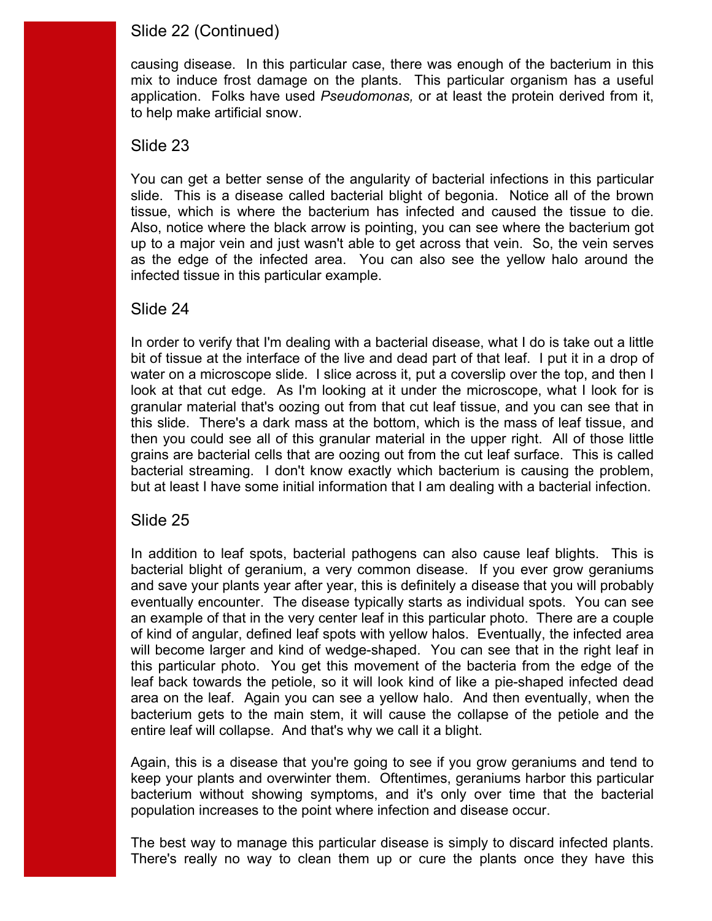## Slide 22 (Continued)

causing disease. In this particular case, there was enough of the bacterium in this mix to induce frost damage on the plants. This particular organism has a useful application. Folks have used *Pseudomonas,* or at least the protein derived from it, to help make artificial snow.

## Slide 23

You can get a better sense of the angularity of bacterial infections in this particular slide. This is a disease called bacterial blight of begonia. Notice all of the brown tissue, which is where the bacterium has infected and caused the tissue to die. Also, notice where the black arrow is pointing, you can see where the bacterium got up to a major vein and just wasn't able to get across that vein. So, the vein serves as the edge of the infected area. You can also see the yellow halo around the infected tissue in this particular example.

## Slide 24

In order to verify that I'm dealing with a bacterial disease, what I do is take out a little bit of tissue at the interface of the live and dead part of that leaf. I put it in a drop of water on a microscope slide. I slice across it, put a coverslip over the top, and then I look at that cut edge. As I'm looking at it under the microscope, what I look for is granular material that's oozing out from that cut leaf tissue, and you can see that in this slide. There's a dark mass at the bottom, which is the mass of leaf tissue, and then you could see all of this granular material in the upper right. All of those little grains are bacterial cells that are oozing out from the cut leaf surface. This is called bacterial streaming. I don't know exactly which bacterium is causing the problem, but at least I have some initial information that I am dealing with a bacterial infection.

## Slide 25

In addition to leaf spots, bacterial pathogens can also cause leaf blights. This is bacterial blight of geranium, a very common disease. If you ever grow geraniums and save your plants year after year, this is definitely a disease that you will probably eventually encounter. The disease typically starts as individual spots. You can see an example of that in the very center leaf in this particular photo. There are a couple of kind of angular, defined leaf spots with yellow halos. Eventually, the infected area will become larger and kind of wedge-shaped. You can see that in the right leaf in this particular photo. You get this movement of the bacteria from the edge of the leaf back towards the petiole, so it will look kind of like a pie-shaped infected dead area on the leaf. Again you can see a yellow halo. And then eventually, when the bacterium gets to the main stem, it will cause the collapse of the petiole and the entire leaf will collapse. And that's why we call it a blight.

Again, this is a disease that you're going to see if you grow geraniums and tend to keep your plants and overwinter them. Oftentimes, geraniums harbor this particular bacterium without showing symptoms, and it's only over time that the bacterial population increases to the point where infection and disease occur.

The best way to manage this particular disease is simply to discard infected plants. There's really no way to clean them up or cure the plants once they have this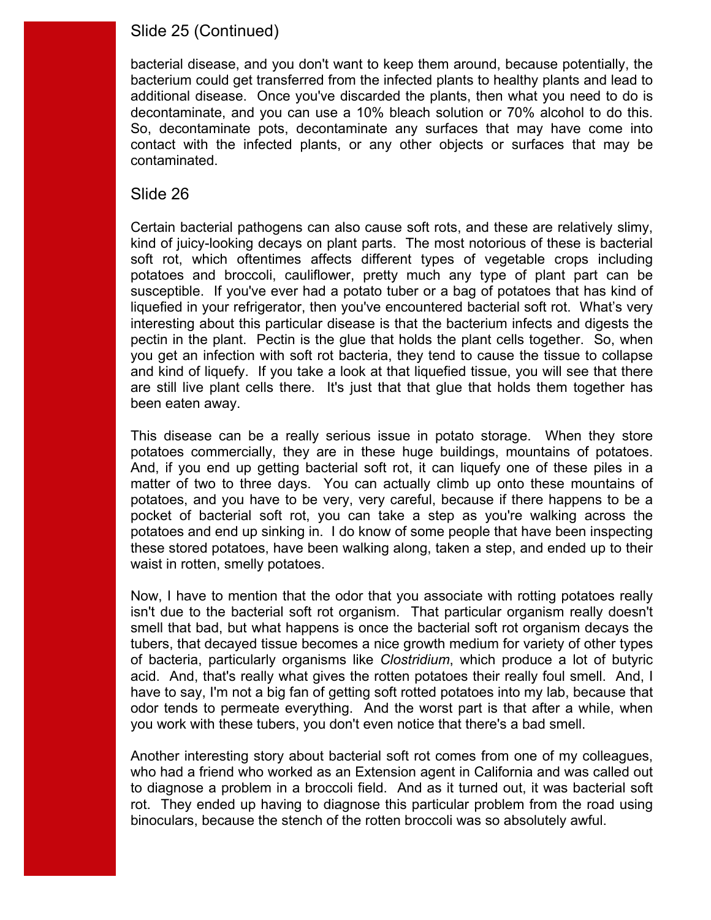## Slide 25 (Continued)

bacterial disease, and you don't want to keep them around, because potentially, the bacterium could get transferred from the infected plants to healthy plants and lead to additional disease. Once you've discarded the plants, then what you need to do is decontaminate, and you can use a 10% bleach solution or 70% alcohol to do this. So, decontaminate pots, decontaminate any surfaces that may have come into contact with the infected plants, or any other objects or surfaces that may be contaminated.

## Slide 26

Certain bacterial pathogens can also cause soft rots, and these are relatively slimy, kind of juicy-looking decays on plant parts. The most notorious of these is bacterial soft rot, which oftentimes affects different types of vegetable crops including potatoes and broccoli, cauliflower, pretty much any type of plant part can be susceptible. If you've ever had a potato tuber or a bag of potatoes that has kind of liquefied in your refrigerator, then you've encountered bacterial soft rot. What's very interesting about this particular disease is that the bacterium infects and digests the pectin in the plant. Pectin is the glue that holds the plant cells together. So, when you get an infection with soft rot bacteria, they tend to cause the tissue to collapse and kind of liquefy. If you take a look at that liquefied tissue, you will see that there are still live plant cells there. It's just that that glue that holds them together has been eaten away.

This disease can be a really serious issue in potato storage. When they store potatoes commercially, they are in these huge buildings, mountains of potatoes. And, if you end up getting bacterial soft rot, it can liquefy one of these piles in a matter of two to three days. You can actually climb up onto these mountains of potatoes, and you have to be very, very careful, because if there happens to be a pocket of bacterial soft rot, you can take a step as you're walking across the potatoes and end up sinking in. I do know of some people that have been inspecting these stored potatoes, have been walking along, taken a step, and ended up to their waist in rotten, smelly potatoes.

Now, I have to mention that the odor that you associate with rotting potatoes really isn't due to the bacterial soft rot organism. That particular organism really doesn't smell that bad, but what happens is once the bacterial soft rot organism decays the tubers, that decayed tissue becomes a nice growth medium for variety of other types of bacteria, particularly organisms like *Clostridium*, which produce a lot of butyric acid. And, that's really what gives the rotten potatoes their really foul smell. And, I have to say, I'm not a big fan of getting soft rotted potatoes into my lab, because that odor tends to permeate everything. And the worst part is that after a while, when you work with these tubers, you don't even notice that there's a bad smell.

Another interesting story about bacterial soft rot comes from one of my colleagues, who had a friend who worked as an Extension agent in California and was called out to diagnose a problem in a broccoli field. And as it turned out, it was bacterial soft rot. They ended up having to diagnose this particular problem from the road using binoculars, because the stench of the rotten broccoli was so absolutely awful.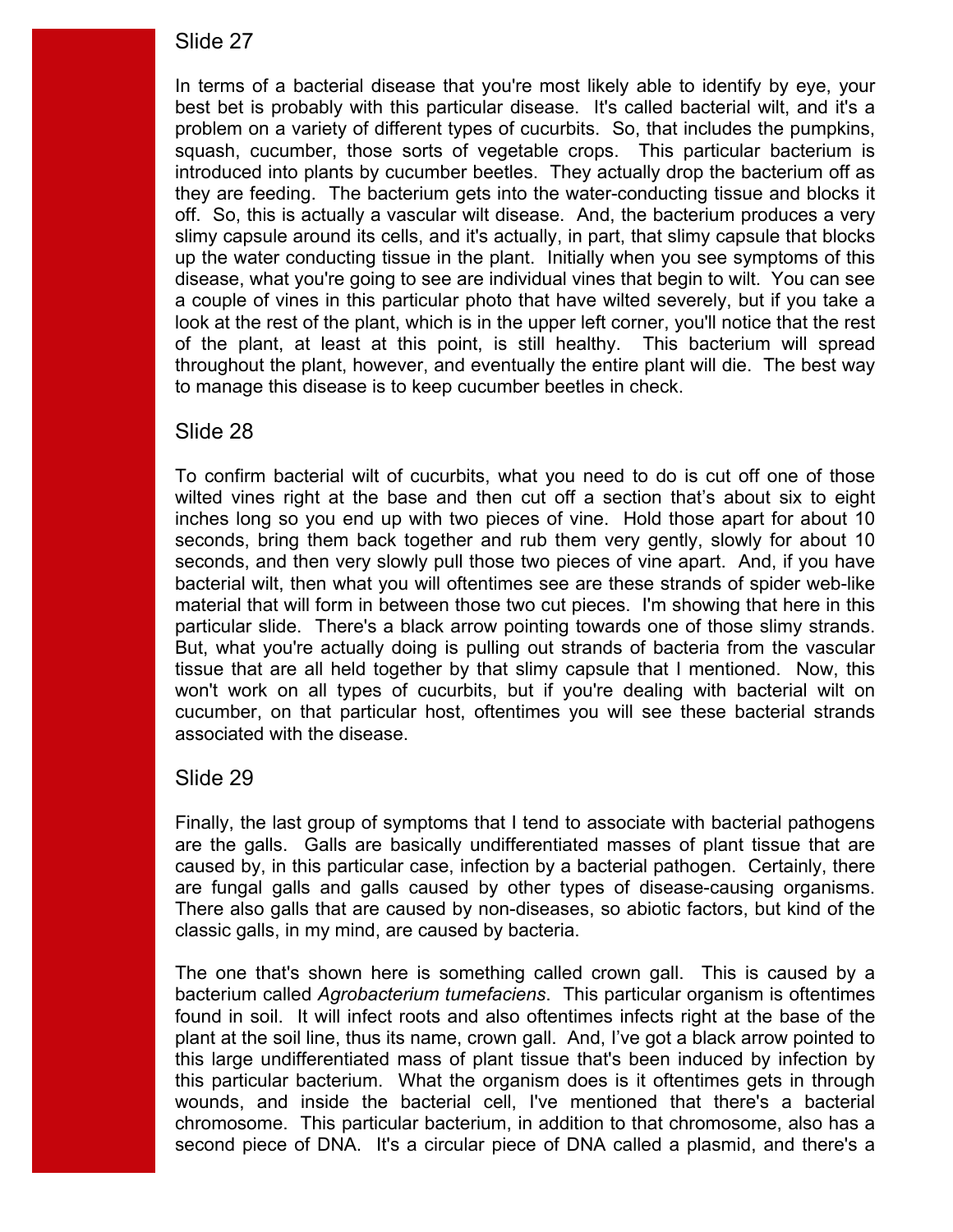## Slide 27

In terms of a bacterial disease that you're most likely able to identify by eye, your best bet is probably with this particular disease. It's called bacterial wilt, and it's a problem on a variety of different types of cucurbits. So, that includes the pumpkins, squash, cucumber, those sorts of vegetable crops. This particular bacterium is introduced into plants by cucumber beetles. They actually drop the bacterium off as they are feeding. The bacterium gets into the water-conducting tissue and blocks it off. So, this is actually a vascular wilt disease. And, the bacterium produces a very slimy capsule around its cells, and it's actually, in part, that slimy capsule that blocks up the water conducting tissue in the plant. Initially when you see symptoms of this disease, what you're going to see are individual vines that begin to wilt. You can see a couple of vines in this particular photo that have wilted severely, but if you take a look at the rest of the plant, which is in the upper left corner, you'll notice that the rest of the plant, at least at this point, is still healthy. This bacterium will spread throughout the plant, however, and eventually the entire plant will die. The best way to manage this disease is to keep cucumber beetles in check.

## Slide 28

To confirm bacterial wilt of cucurbits, what you need to do is cut off one of those wilted vines right at the base and then cut off a section that's about six to eight inches long so you end up with two pieces of vine. Hold those apart for about 10 seconds, bring them back together and rub them very gently, slowly for about 10 seconds, and then very slowly pull those two pieces of vine apart. And, if you have bacterial wilt, then what you will oftentimes see are these strands of spider web-like material that will form in between those two cut pieces. I'm showing that here in this particular slide. There's a black arrow pointing towards one of those slimy strands. But, what you're actually doing is pulling out strands of bacteria from the vascular tissue that are all held together by that slimy capsule that I mentioned. Now, this won't work on all types of cucurbits, but if you're dealing with bacterial wilt on cucumber, on that particular host, oftentimes you will see these bacterial strands associated with the disease.

## Slide 29

Finally, the last group of symptoms that I tend to associate with bacterial pathogens are the galls. Galls are basically undifferentiated masses of plant tissue that are caused by, in this particular case, infection by a bacterial pathogen. Certainly, there are fungal galls and galls caused by other types of disease-causing organisms. There also galls that are caused by non-diseases, so abiotic factors, but kind of the classic galls, in my mind, are caused by bacteria.

The one that's shown here is something called crown gall. This is caused by a bacterium called *Agrobacterium tumefaciens*. This particular organism is oftentimes found in soil. It will infect roots and also oftentimes infects right at the base of the plant at the soil line, thus its name, crown gall. And, I've got a black arrow pointed to this large undifferentiated mass of plant tissue that's been induced by infection by this particular bacterium. What the organism does is it oftentimes gets in through wounds, and inside the bacterial cell, I've mentioned that there's a bacterial chromosome. This particular bacterium, in addition to that chromosome, also has a second piece of DNA. It's a circular piece of DNA called a plasmid, and there's a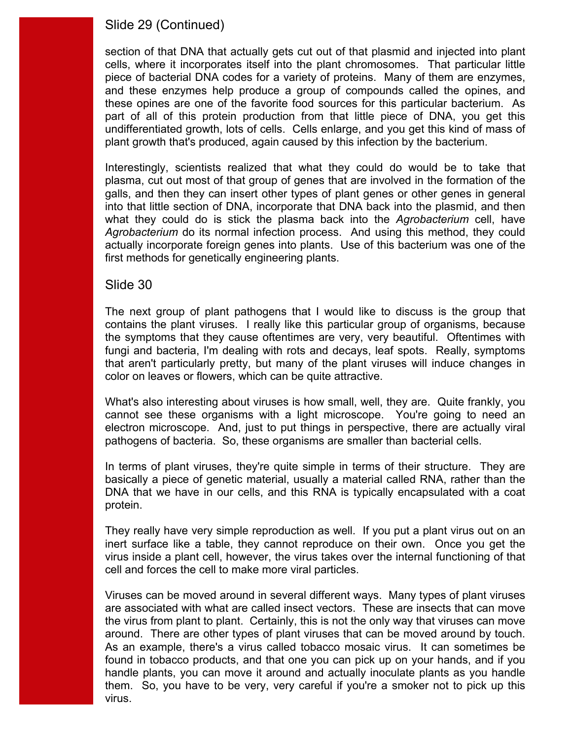## Slide 29 (Continued)

section of that DNA that actually gets cut out of that plasmid and injected into plant cells, where it incorporates itself into the plant chromosomes. That particular little piece of bacterial DNA codes for a variety of proteins. Many of them are enzymes, and these enzymes help produce a group of compounds called the opines, and these opines are one of the favorite food sources for this particular bacterium. As part of all of this protein production from that little piece of DNA, you get this undifferentiated growth, lots of cells. Cells enlarge, and you get this kind of mass of plant growth that's produced, again caused by this infection by the bacterium.

Interestingly, scientists realized that what they could do would be to take that plasma, cut out most of that group of genes that are involved in the formation of the galls, and then they can insert other types of plant genes or other genes in general into that little section of DNA, incorporate that DNA back into the plasmid, and then what they could do is stick the plasma back into the *Agrobacterium* cell, have *Agrobacterium* do its normal infection process. And using this method, they could actually incorporate foreign genes into plants. Use of this bacterium was one of the first methods for genetically engineering plants.

## Slide 30

The next group of plant pathogens that I would like to discuss is the group that contains the plant viruses. I really like this particular group of organisms, because the symptoms that they cause oftentimes are very, very beautiful. Oftentimes with fungi and bacteria, I'm dealing with rots and decays, leaf spots. Really, symptoms that aren't particularly pretty, but many of the plant viruses will induce changes in color on leaves or flowers, which can be quite attractive.

What's also interesting about viruses is how small, well, they are. Quite frankly, you cannot see these organisms with a light microscope. You're going to need an electron microscope. And, just to put things in perspective, there are actually viral pathogens of bacteria. So, these organisms are smaller than bacterial cells.

In terms of plant viruses, they're quite simple in terms of their structure. They are basically a piece of genetic material, usually a material called RNA, rather than the DNA that we have in our cells, and this RNA is typically encapsulated with a coat protein.

They really have very simple reproduction as well. If you put a plant virus out on an inert surface like a table, they cannot reproduce on their own. Once you get the virus inside a plant cell, however, the virus takes over the internal functioning of that cell and forces the cell to make more viral particles.

Viruses can be moved around in several different ways. Many types of plant viruses are associated with what are called insect vectors. These are insects that can move the virus from plant to plant. Certainly, this is not the only way that viruses can move around. There are other types of plant viruses that can be moved around by touch. As an example, there's a virus called tobacco mosaic virus. It can sometimes be found in tobacco products, and that one you can pick up on your hands, and if you handle plants, you can move it around and actually inoculate plants as you handle them. So, you have to be very, very careful if you're a smoker not to pick up this virus.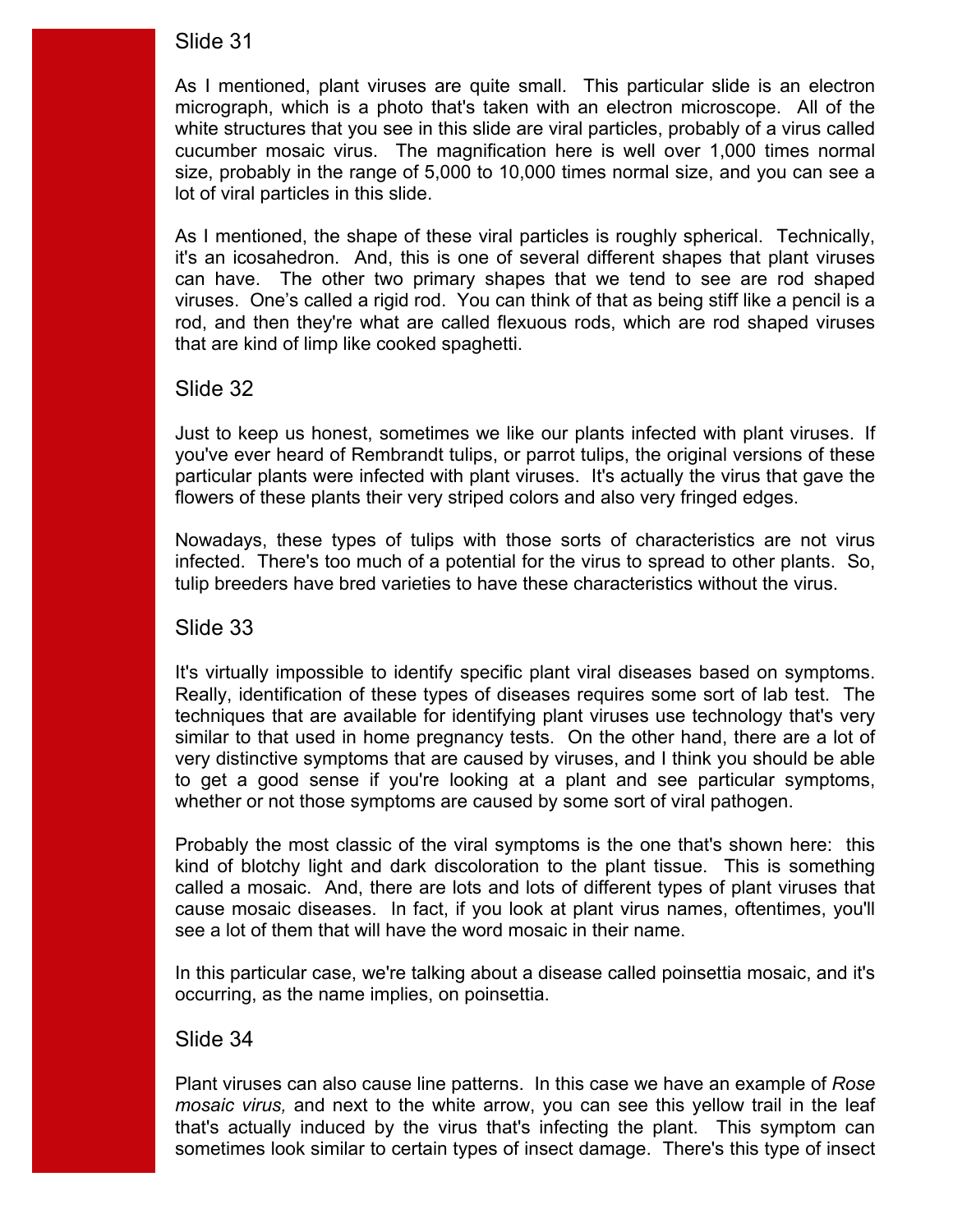## Slide 31

As I mentioned, plant viruses are quite small. This particular slide is an electron micrograph, which is a photo that's taken with an electron microscope. All of the white structures that you see in this slide are viral particles, probably of a virus called cucumber mosaic virus. The magnification here is well over 1,000 times normal size, probably in the range of 5,000 to 10,000 times normal size, and you can see a lot of viral particles in this slide.

As I mentioned, the shape of these viral particles is roughly spherical. Technically, it's an icosahedron. And, this is one of several different shapes that plant viruses can have. The other two primary shapes that we tend to see are rod shaped viruses. One's called a rigid rod. You can think of that as being stiff like a pencil is a rod, and then they're what are called flexuous rods, which are rod shaped viruses that are kind of limp like cooked spaghetti.

## Slide 32

Just to keep us honest, sometimes we like our plants infected with plant viruses. If you've ever heard of Rembrandt tulips, or parrot tulips, the original versions of these particular plants were infected with plant viruses. It's actually the virus that gave the flowers of these plants their very striped colors and also very fringed edges.

Nowadays, these types of tulips with those sorts of characteristics are not virus infected. There's too much of a potential for the virus to spread to other plants. So, tulip breeders have bred varieties to have these characteristics without the virus.

## Slide 33

It's virtually impossible to identify specific plant viral diseases based on symptoms. Really, identification of these types of diseases requires some sort of lab test. The techniques that are available for identifying plant viruses use technology that's very similar to that used in home pregnancy tests. On the other hand, there are a lot of very distinctive symptoms that are caused by viruses, and I think you should be able to get a good sense if you're looking at a plant and see particular symptoms, whether or not those symptoms are caused by some sort of viral pathogen.

Probably the most classic of the viral symptoms is the one that's shown here: this kind of blotchy light and dark discoloration to the plant tissue. This is something called a mosaic. And, there are lots and lots of different types of plant viruses that cause mosaic diseases. In fact, if you look at plant virus names, oftentimes, you'll see a lot of them that will have the word mosaic in their name.

In this particular case, we're talking about a disease called poinsettia mosaic, and it's occurring, as the name implies, on poinsettia.

## Slide 34

Plant viruses can also cause line patterns. In this case we have an example of *Rose mosaic virus,* and next to the white arrow, you can see this yellow trail in the leaf that's actually induced by the virus that's infecting the plant. This symptom can sometimes look similar to certain types of insect damage. There's this type of insect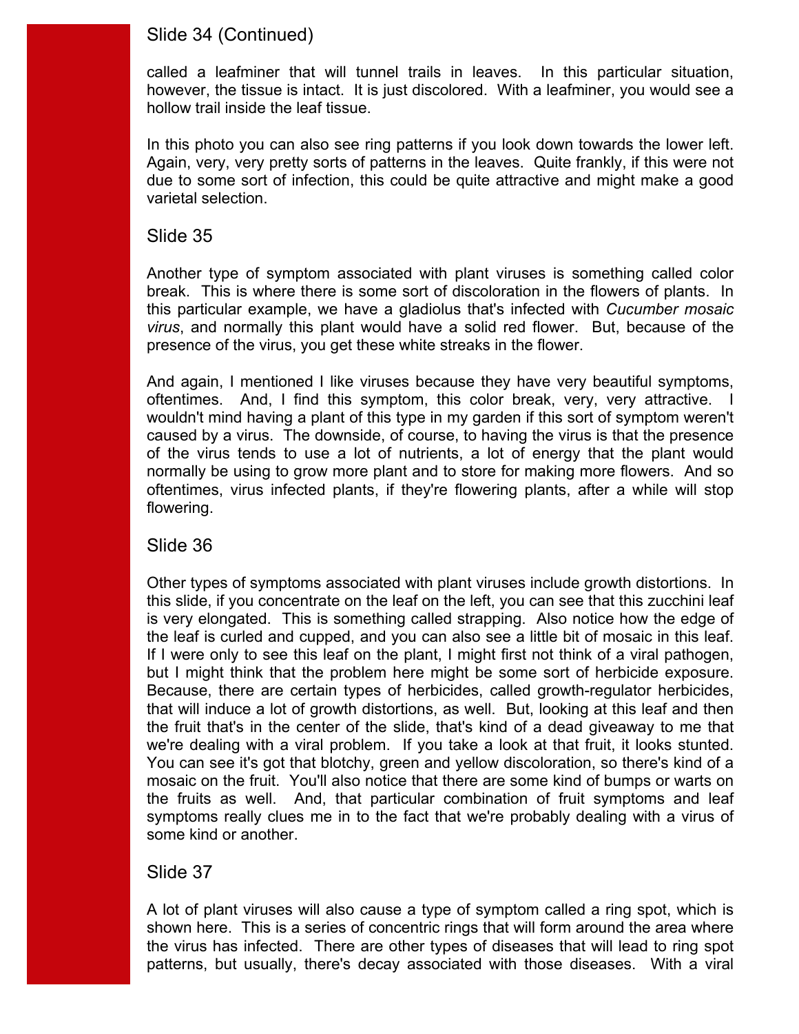## Slide 34 (Continued)

called a leafminer that will tunnel trails in leaves. In this particular situation, however, the tissue is intact. It is just discolored. With a leafminer, you would see a hollow trail inside the leaf tissue.

In this photo you can also see ring patterns if you look down towards the lower left. Again, very, very pretty sorts of patterns in the leaves. Quite frankly, if this were not due to some sort of infection, this could be quite attractive and might make a good varietal selection.

## Slide 35

Another type of symptom associated with plant viruses is something called color break. This is where there is some sort of discoloration in the flowers of plants. In this particular example, we have a gladiolus that's infected with *Cucumber mosaic virus*, and normally this plant would have a solid red flower. But, because of the presence of the virus, you get these white streaks in the flower.

And again, I mentioned I like viruses because they have very beautiful symptoms, oftentimes. And, I find this symptom, this color break, very, very attractive. I wouldn't mind having a plant of this type in my garden if this sort of symptom weren't caused by a virus. The downside, of course, to having the virus is that the presence of the virus tends to use a lot of nutrients, a lot of energy that the plant would normally be using to grow more plant and to store for making more flowers. And so oftentimes, virus infected plants, if they're flowering plants, after a while will stop flowering.

## Slide 36

Other types of symptoms associated with plant viruses include growth distortions. In this slide, if you concentrate on the leaf on the left, you can see that this zucchini leaf is very elongated. This is something called strapping. Also notice how the edge of the leaf is curled and cupped, and you can also see a little bit of mosaic in this leaf. If I were only to see this leaf on the plant, I might first not think of a viral pathogen, but I might think that the problem here might be some sort of herbicide exposure. Because, there are certain types of herbicides, called growth-regulator herbicides, that will induce a lot of growth distortions, as well. But, looking at this leaf and then the fruit that's in the center of the slide, that's kind of a dead giveaway to me that we're dealing with a viral problem. If you take a look at that fruit, it looks stunted. You can see it's got that blotchy, green and yellow discoloration, so there's kind of a mosaic on the fruit. You'll also notice that there are some kind of bumps or warts on the fruits as well. And, that particular combination of fruit symptoms and leaf symptoms really clues me in to the fact that we're probably dealing with a virus of some kind or another.

## Slide 37

A lot of plant viruses will also cause a type of symptom called a ring spot, which is shown here. This is a series of concentric rings that will form around the area where the virus has infected. There are other types of diseases that will lead to ring spot patterns, but usually, there's decay associated with those diseases. With a viral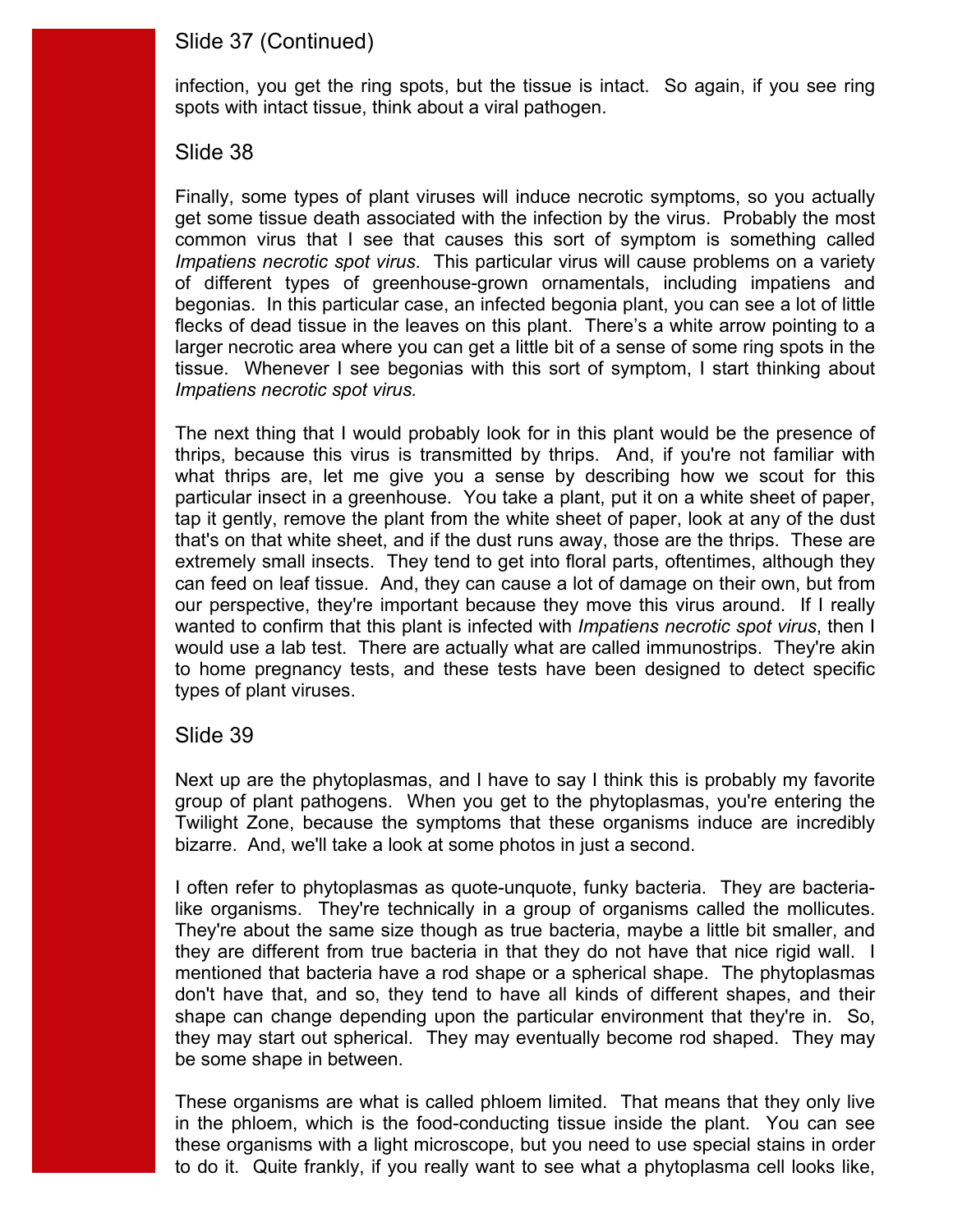## Slide 37 (Continued)

infection, you get the ring spots, but the tissue is intact. So again, if you see ring spots with intact tissue, think about a viral pathogen.

## Slide 38

Finally, some types of plant viruses will induce necrotic symptoms, so you actually get some tissue death associated with the infection by the virus. Probably the most common virus that I see that causes this sort of symptom is something called *Impatiens necrotic spot virus*. This particular virus will cause problems on a variety of different types of greenhouse-grown ornamentals, including impatiens and begonias. In this particular case, an infected begonia plant, you can see a lot of little flecks of dead tissue in the leaves on this plant. There's a white arrow pointing to a larger necrotic area where you can get a little bit of a sense of some ring spots in the tissue. Whenever I see begonias with this sort of symptom, I start thinking about *Impatiens necrotic spot virus.*

The next thing that I would probably look for in this plant would be the presence of thrips, because this virus is transmitted by thrips. And, if you're not familiar with what thrips are, let me give you a sense by describing how we scout for this particular insect in a greenhouse. You take a plant, put it on a white sheet of paper, tap it gently, remove the plant from the white sheet of paper, look at any of the dust that's on that white sheet, and if the dust runs away, those are the thrips. These are extremely small insects. They tend to get into floral parts, oftentimes, although they can feed on leaf tissue. And, they can cause a lot of damage on their own, but from our perspective, they're important because they move this virus around. If I really wanted to confirm that this plant is infected with *Impatiens necrotic spot virus*, then I would use a lab test. There are actually what are called immunostrips. They're akin to home pregnancy tests, and these tests have been designed to detect specific types of plant viruses.

## Slide 39

Next up are the phytoplasmas, and I have to say I think this is probably my favorite group of plant pathogens. When you get to the phytoplasmas, you're entering the Twilight Zone, because the symptoms that these organisms induce are incredibly bizarre. And, we'll take a look at some photos in just a second.

I often refer to phytoplasmas as quote-unquote, funky bacteria. They are bacteria-like organisms. They're technically in a group of organisms called the mollicutes. They're about the same size though as true bacteria, maybe a little bit smaller, and they are different from true bacteria in that they do not have that nice rigid wall. I mentioned that bacteria have a rod shape or a spherical shape. The phytoplasmas don't have that, and so, they tend to have all kinds of different shapes, and their shape can change depending upon the particular environment that they're in. So, they may start out spherical. They may eventually become rod shaped. They may be some shape in between.

These organisms are what is called phloem limited. That means that they only live in the phloem, which is the food-conducting tissue inside the plant. You can see these organisms with a light microscope, but you need to use special stains in order to do it. Quite frankly, if you really want to see what a phytoplasma cell looks like,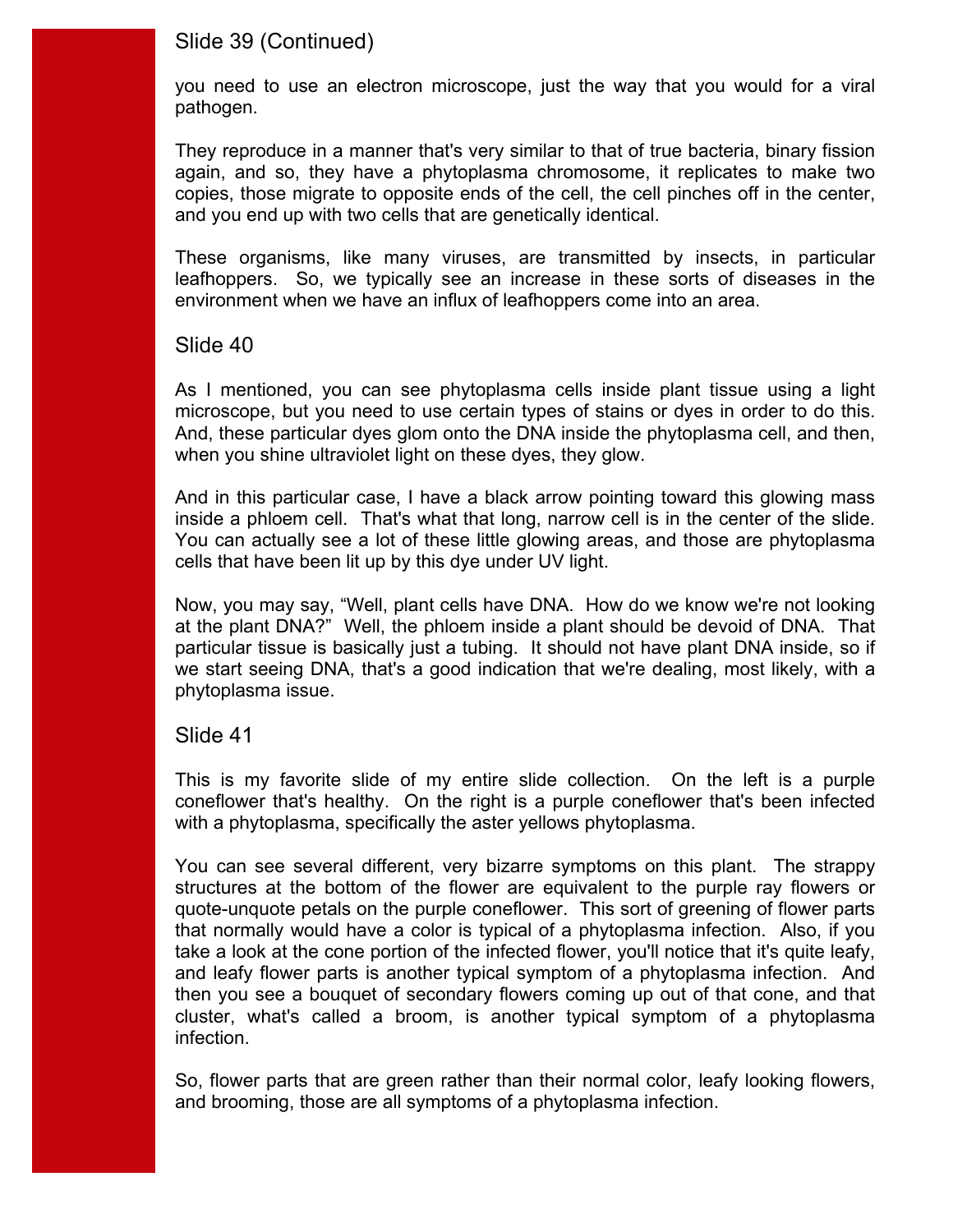## Slide 39 (Continued)

you need to use an electron microscope, just the way that you would for a viral pathogen.

They reproduce in a manner that's very similar to that of true bacteria, binary fission again, and so, they have a phytoplasma chromosome, it replicates to make two copies, those migrate to opposite ends of the cell, the cell pinches off in the center, and you end up with two cells that are genetically identical.

These organisms, like many viruses, are transmitted by insects, in particular leafhoppers. So, we typically see an increase in these sorts of diseases in the environment when we have an influx of leafhoppers come into an area.

## Slide 40

As I mentioned, you can see phytoplasma cells inside plant tissue using a light microscope, but you need to use certain types of stains or dyes in order to do this. And, these particular dyes glom onto the DNA inside the phytoplasma cell, and then, when you shine ultraviolet light on these dyes, they glow.

And in this particular case, I have a black arrow pointing toward this glowing mass inside a phloem cell. That's what that long, narrow cell is in the center of the slide. You can actually see a lot of these little glowing areas, and those are phytoplasma cells that have been lit up by this dye under UV light.

Now, you may say, “Well, plant cells have DNA. How do we know we're not looking at the plant DNA?” Well, the phloem inside a plant should be devoid of DNA. That particular tissue is basically just a tubing. It should not have plant DNA inside, so if we start seeing DNA, that's a good indication that we're dealing, most likely, with a phytoplasma issue.

## Slide 41

This is my favorite slide of my entire slide collection. On the left is a purple coneflower that's healthy. On the right is a purple coneflower that's been infected with a phytoplasma, specifically the aster yellows phytoplasma.

You can see several different, very bizarre symptoms on this plant. The strappy structures at the bottom of the flower are equivalent to the purple ray flowers or quote-unquote petals on the purple coneflower. This sort of greening of flower parts that normally would have a color is typical of a phytoplasma infection. Also, if you take a look at the cone portion of the infected flower, you'll notice that it's quite leafy, and leafy flower parts is another typical symptom of a phytoplasma infection. And then you see a bouquet of secondary flowers coming up out of that cone, and that cluster, what's called a broom, is another typical symptom of a phytoplasma infection.

So, flower parts that are green rather than their normal color, leafy looking flowers, and brooming, those are all symptoms of a phytoplasma infection.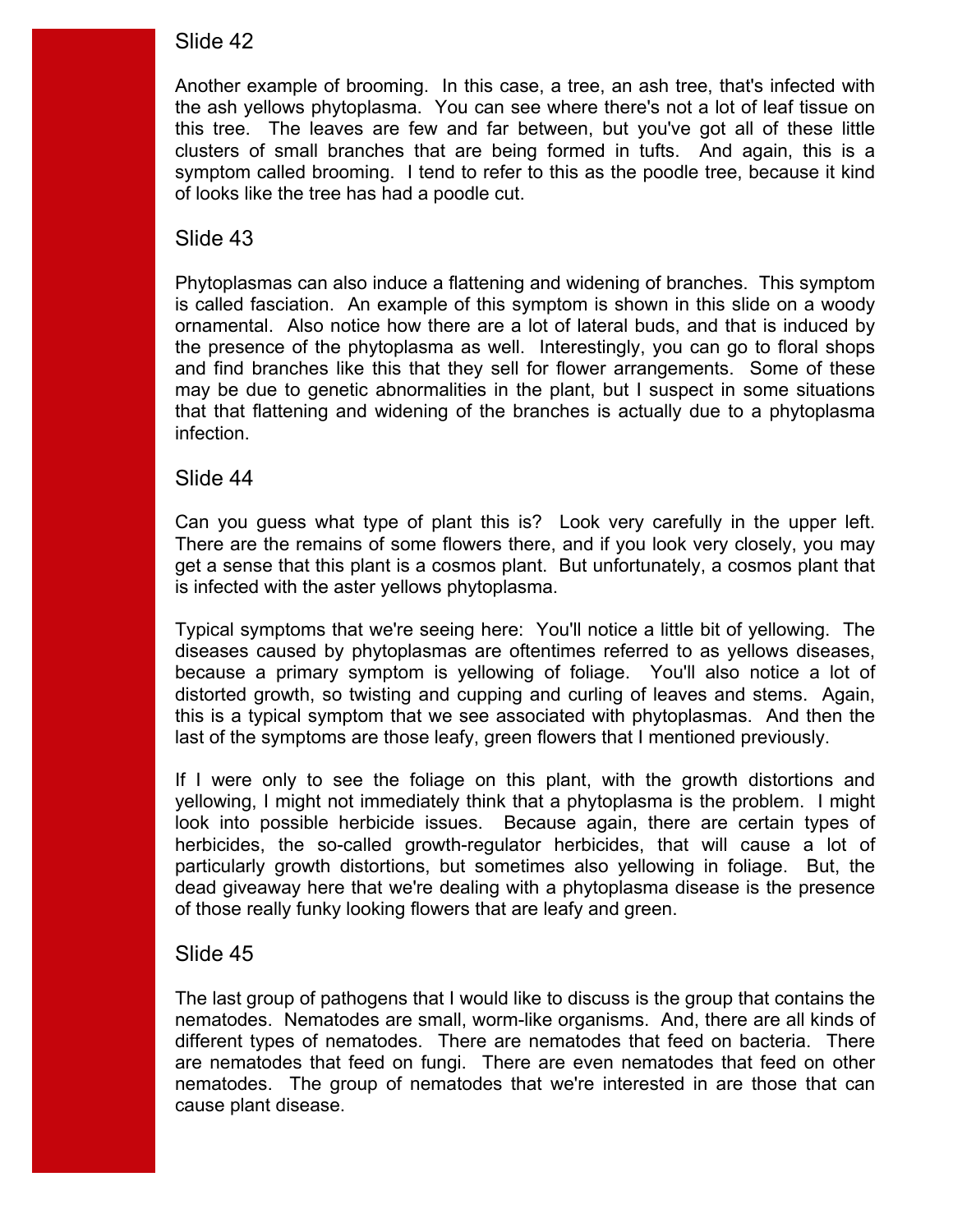## Slide 42

Another example of brooming. In this case, a tree, an ash tree, that's infected with the ash yellows phytoplasma. You can see where there's not a lot of leaf tissue on this tree. The leaves are few and far between, but you've got all of these little clusters of small branches that are being formed in tufts. And again, this is a symptom called brooming. I tend to refer to this as the poodle tree, because it kind of looks like the tree has had a poodle cut.

## Slide 43

Phytoplasmas can also induce a flattening and widening of branches. This symptom is called fasciation. An example of this symptom is shown in this slide on a woody ornamental. Also notice how there are a lot of lateral buds, and that is induced by the presence of the phytoplasma as well. Interestingly, you can go to floral shops and find branches like this that they sell for flower arrangements. Some of these may be due to genetic abnormalities in the plant, but I suspect in some situations that that flattening and widening of the branches is actually due to a phytoplasma infection.

## Slide 44

Can you guess what type of plant this is? Look very carefully in the upper left. There are the remains of some flowers there, and if you look very closely, you may get a sense that this plant is a cosmos plant. But unfortunately, a cosmos plant that is infected with the aster yellows phytoplasma.

Typical symptoms that we're seeing here: You'll notice a little bit of yellowing. The diseases caused by phytoplasmas are oftentimes referred to as yellows diseases, because a primary symptom is yellowing of foliage. You'll also notice a lot of distorted growth, so twisting and cupping and curling of leaves and stems. Again, this is a typical symptom that we see associated with phytoplasmas. And then the last of the symptoms are those leafy, green flowers that I mentioned previously.

If I were only to see the foliage on this plant, with the growth distortions and yellowing, I might not immediately think that a phytoplasma is the problem. I might look into possible herbicide issues. Because again, there are certain types of herbicides, the so-called growth-regulator herbicides, that will cause a lot of particularly growth distortions, but sometimes also yellowing in foliage. But, the dead giveaway here that we're dealing with a phytoplasma disease is the presence of those really funky looking flowers that are leafy and green.

## Slide 45

The last group of pathogens that I would like to discuss is the group that contains the nematodes. Nematodes are small, worm-like organisms. And, there are all kinds of different types of nematodes. There are nematodes that feed on bacteria. There are nematodes that feed on fungi. There are even nematodes that feed on other nematodes. The group of nematodes that we're interested in are those that can cause plant disease.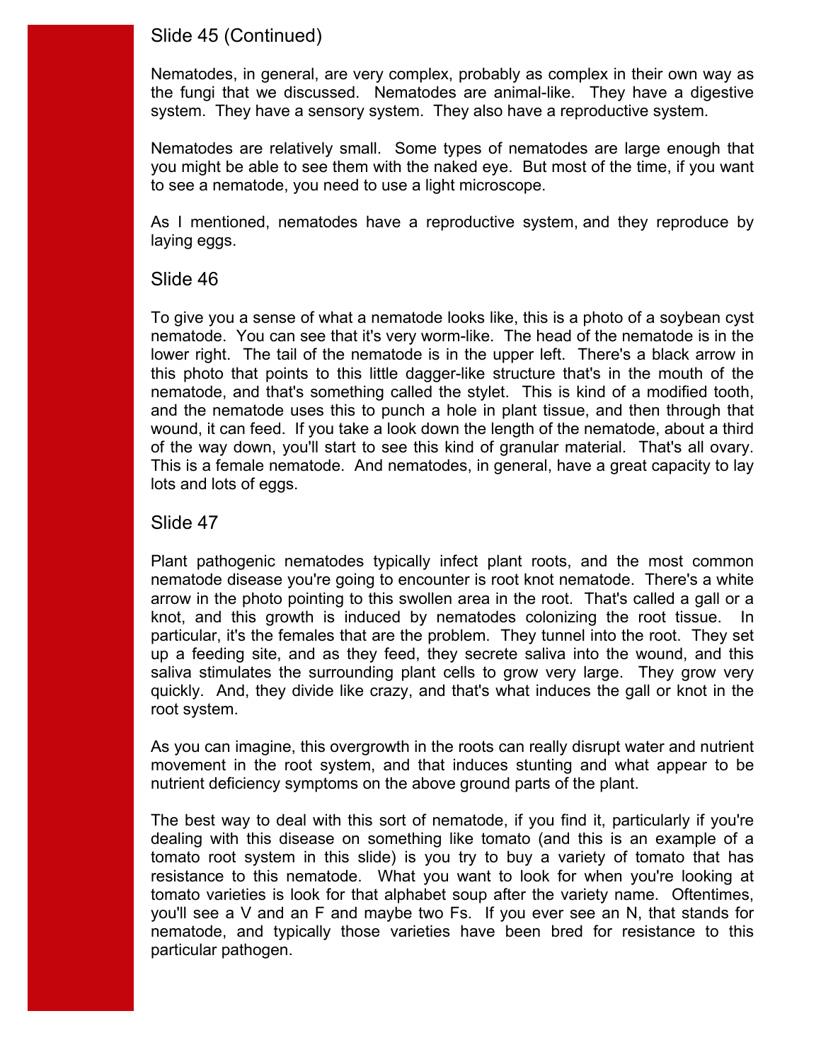## Slide 45 (Continued)

Nematodes, in general, are very complex, probably as complex in their own way as the fungi that we discussed. Nematodes are animal-like. They have a digestive system. They have a sensory system. They also have a reproductive system.

Nematodes are relatively small. Some types of nematodes are large enough that you might be able to see them with the naked eye. But most of the time, if you want to see a nematode, you need to use a light microscope.

As I mentioned, nematodes have a reproductive system, and they reproduce by laying eggs.

## Slide 46

To give you a sense of what a nematode looks like, this is a photo of a soybean cyst nematode. You can see that it's very worm-like. The head of the nematode is in the lower right. The tail of the nematode is in the upper left. There's a black arrow in this photo that points to this little dagger-like structure that's in the mouth of the nematode, and that's something called the stylet. This is kind of a modified tooth, and the nematode uses this to punch a hole in plant tissue, and then through that wound, it can feed. If you take a look down the length of the nematode, about a third of the way down, you'll start to see this kind of granular material. That's all ovary. This is a female nematode. And nematodes, in general, have a great capacity to lay lots and lots of eggs.

## Slide 47

Plant pathogenic nematodes typically infect plant roots, and the most common nematode disease you're going to encounter is root knot nematode. There's a white arrow in the photo pointing to this swollen area in the root. That's called a gall or a knot, and this growth is induced by nematodes colonizing the root tissue. In particular, it's the females that are the problem. They tunnel into the root. They set up a feeding site, and as they feed, they secrete saliva into the wound, and this saliva stimulates the surrounding plant cells to grow very large. They grow very quickly. And, they divide like crazy, and that's what induces the gall or knot in the root system.

As you can imagine, this overgrowth in the roots can really disrupt water and nutrient movement in the root system, and that induces stunting and what appear to be nutrient deficiency symptoms on the above ground parts of the plant.

The best way to deal with this sort of nematode, if you find it, particularly if you're dealing with this disease on something like tomato (and this is an example of a tomato root system in this slide) is you try to buy a variety of tomato that has resistance to this nematode. What you want to look for when you're looking at tomato varieties is look for that alphabet soup after the variety name. Oftentimes, you'll see a V and an F and maybe two Fs. If you ever see an N, that stands for nematode, and typically those varieties have been bred for resistance to this particular pathogen.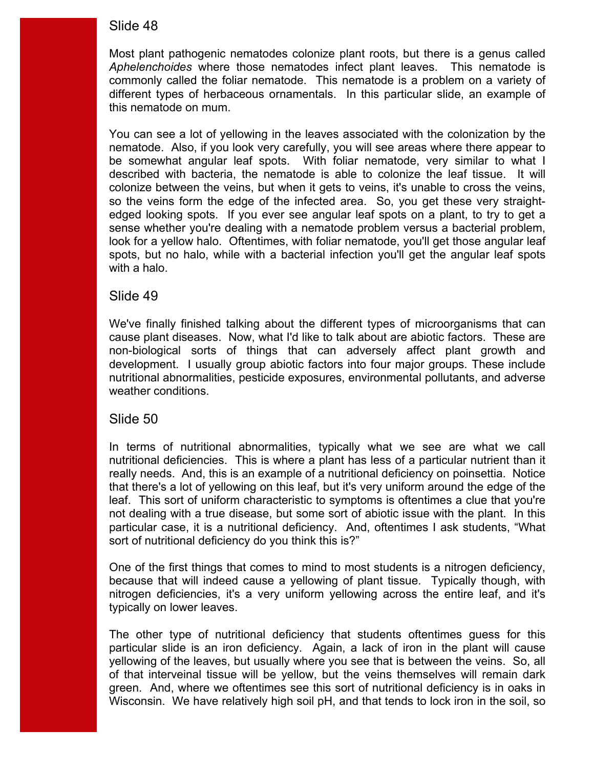## Slide 48

Most plant pathogenic nematodes colonize plant roots, but there is a genus called *Aphelenchoides* where those nematodes infect plant leaves. This nematode is commonly called the foliar nematode. This nematode is a problem on a variety of different types of herbaceous ornamentals. In this particular slide, an example of this nematode on mum.

You can see a lot of yellowing in the leaves associated with the colonization by the nematode. Also, if you look very carefully, you will see areas where there appear to be somewhat angular leaf spots. With foliar nematode, very similar to what I described with bacteria, the nematode is able to colonize the leaf tissue. It will colonize between the veins, but when it gets to veins, it's unable to cross the veins, so the veins form the edge of the infected area. So, you get these very straight-edged looking spots. If you ever see angular leaf spots on a plant, to try to get a sense whether you're dealing with a nematode problem versus a bacterial problem, look for a yellow halo. Oftentimes, with foliar nematode, you'll get those angular leaf spots, but no halo, while with a bacterial infection you'll get the angular leaf spots with a halo.

## Slide 49

We've finally finished talking about the different types of microorganisms that can cause plant diseases. Now, what I'd like to talk about are abiotic factors. These are non-biological sorts of things that can adversely affect plant growth and development. I usually group abiotic factors into four major groups. These include nutritional abnormalities, pesticide exposures, environmental pollutants, and adverse weather conditions.

## Slide 50

In terms of nutritional abnormalities, typically what we see are what we call nutritional deficiencies. This is where a plant has less of a particular nutrient than it really needs. And, this is an example of a nutritional deficiency on poinsettia. Notice that there's a lot of yellowing on this leaf, but it's very uniform around the edge of the leaf. This sort of uniform characteristic to symptoms is oftentimes a clue that you're not dealing with a true disease, but some sort of abiotic issue with the plant. In this particular case, it is a nutritional deficiency. And, oftentimes I ask students, "What sort of nutritional deficiency do you think this is?"

One of the first things that comes to mind to most students is a nitrogen deficiency, because that will indeed cause a yellowing of plant tissue. Typically though, with nitrogen deficiencies, it's a very uniform yellowing across the entire leaf, and it's typically on lower leaves.

The other type of nutritional deficiency that students oftentimes guess for this particular slide is an iron deficiency. Again, a lack of iron in the plant will cause yellowing of the leaves, but usually where you see that is between the veins. So, all of that interveinal tissue will be yellow, but the veins themselves will remain dark green. And, where we oftentimes see this sort of nutritional deficiency is in oaks in Wisconsin. We have relatively high soil pH, and that tends to lock iron in the soil, so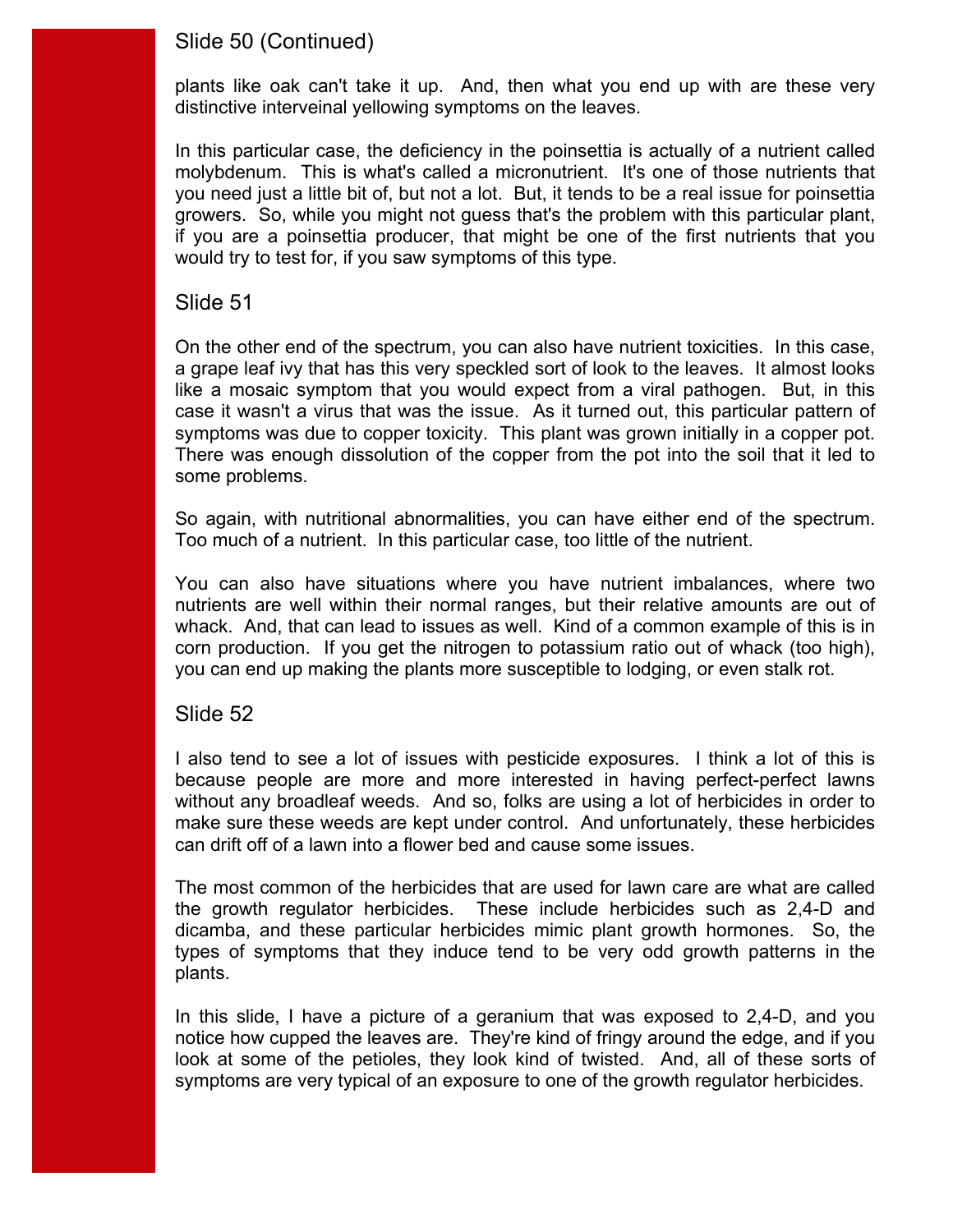## Slide 50 (Continued)

plants like oak can't take it up. And, then what you end up with are these very distinctive interveinal yellowing symptoms on the leaves.

In this particular case, the deficiency in the poinsettia is actually of a nutrient called molybdenum. This is what's called a micronutrient. It's one of those nutrients that you need just a little bit of, but not a lot. But, it tends to be a real issue for poinsettia growers. So, while you might not guess that's the problem with this particular plant, if you are a poinsettia producer, that might be one of the first nutrients that you would try to test for, if you saw symptoms of this type.

## Slide 51

On the other end of the spectrum, you can also have nutrient toxicities. In this case, a grape leaf ivy that has this very speckled sort of look to the leaves. It almost looks like a mosaic symptom that you would expect from a viral pathogen. But, in this case it wasn't a virus that was the issue. As it turned out, this particular pattern of symptoms was due to copper toxicity. This plant was grown initially in a copper pot. There was enough dissolution of the copper from the pot into the soil that it led to some problems.

So again, with nutritional abnormalities, you can have either end of the spectrum. Too much of a nutrient. In this particular case, too little of the nutrient.

You can also have situations where you have nutrient imbalances, where two nutrients are well within their normal ranges, but their relative amounts are out of whack. And, that can lead to issues as well. Kind of a common example of this is in corn production. If you get the nitrogen to potassium ratio out of whack (too high), you can end up making the plants more susceptible to lodging, or even stalk rot.

## Slide 52

I also tend to see a lot of issues with pesticide exposures. I think a lot of this is because people are more and more interested in having perfect-perfect lawns without any broadleaf weeds. And so, folks are using a lot of herbicides in order to make sure these weeds are kept under control. And unfortunately, these herbicides can drift off of a lawn into a flower bed and cause some issues.

The most common of the herbicides that are used for lawn care are what are called the growth regulator herbicides. These include herbicides such as 2,4-D and dicamba, and these particular herbicides mimic plant growth hormones. So, the types of symptoms that they induce tend to be very odd growth patterns in the plants.

In this slide, I have a picture of a geranium that was exposed to 2,4-D, and you notice how cupped the leaves are. They're kind of fringy around the edge, and if you look at some of the petioles, they look kind of twisted. And, all of these sorts of symptoms are very typical of an exposure to one of the growth regulator herbicides.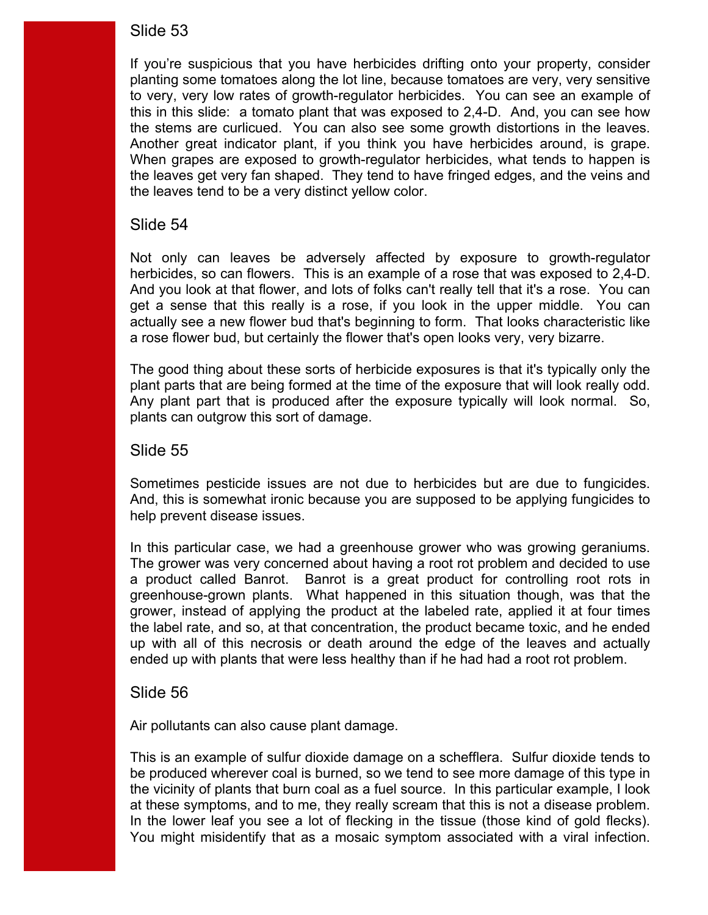## Slide 53

If you're suspicious that you have herbicides drifting onto your property, consider planting some tomatoes along the lot line, because tomatoes are very, very sensitive to very, very low rates of growth-regulator herbicides. You can see an example of this in this slide: a tomato plant that was exposed to 2,4-D. And, you can see how the stems are curlicued. You can also see some growth distortions in the leaves. Another great indicator plant, if you think you have herbicides around, is grape. When grapes are exposed to growth-regulator herbicides, what tends to happen is the leaves get very fan shaped. They tend to have fringed edges, and the veins and the leaves tend to be a very distinct yellow color.

## Slide 54

Not only can leaves be adversely affected by exposure to growth-regulator herbicides, so can flowers. This is an example of a rose that was exposed to 2,4-D. And you look at that flower, and lots of folks can't really tell that it's a rose. You can get a sense that this really is a rose, if you look in the upper middle. You can actually see a new flower bud that's beginning to form. That looks characteristic like a rose flower bud, but certainly the flower that's open looks very, very bizarre.

The good thing about these sorts of herbicide exposures is that it's typically only the plant parts that are being formed at the time of the exposure that will look really odd. Any plant part that is produced after the exposure typically will look normal. So, plants can outgrow this sort of damage.

## Slide 55

Sometimes pesticide issues are not due to herbicides but are due to fungicides. And, this is somewhat ironic because you are supposed to be applying fungicides to help prevent disease issues.

In this particular case, we had a greenhouse grower who was growing geraniums. The grower was very concerned about having a root rot problem and decided to use a product called Banrot. Banrot is a great product for controlling root rots in greenhouse-grown plants. What happened in this situation though, was that the grower, instead of applying the product at the labeled rate, applied it at four times the label rate, and so, at that concentration, the product became toxic, and he ended up with all of this necrosis or death around the edge of the leaves and actually ended up with plants that were less healthy than if he had had a root rot problem.

## Slide 56

Air pollutants can also cause plant damage.

This is an example of sulfur dioxide damage on a schefflera. Sulfur dioxide tends to be produced wherever coal is burned, so we tend to see more damage of this type in the vicinity of plants that burn coal as a fuel source. In this particular example, I look at these symptoms, and to me, they really scream that this is not a disease problem. In the lower leaf you see a lot of flecking in the tissue (those kind of gold flecks). You might misidentify that as a mosaic symptom associated with a viral infection.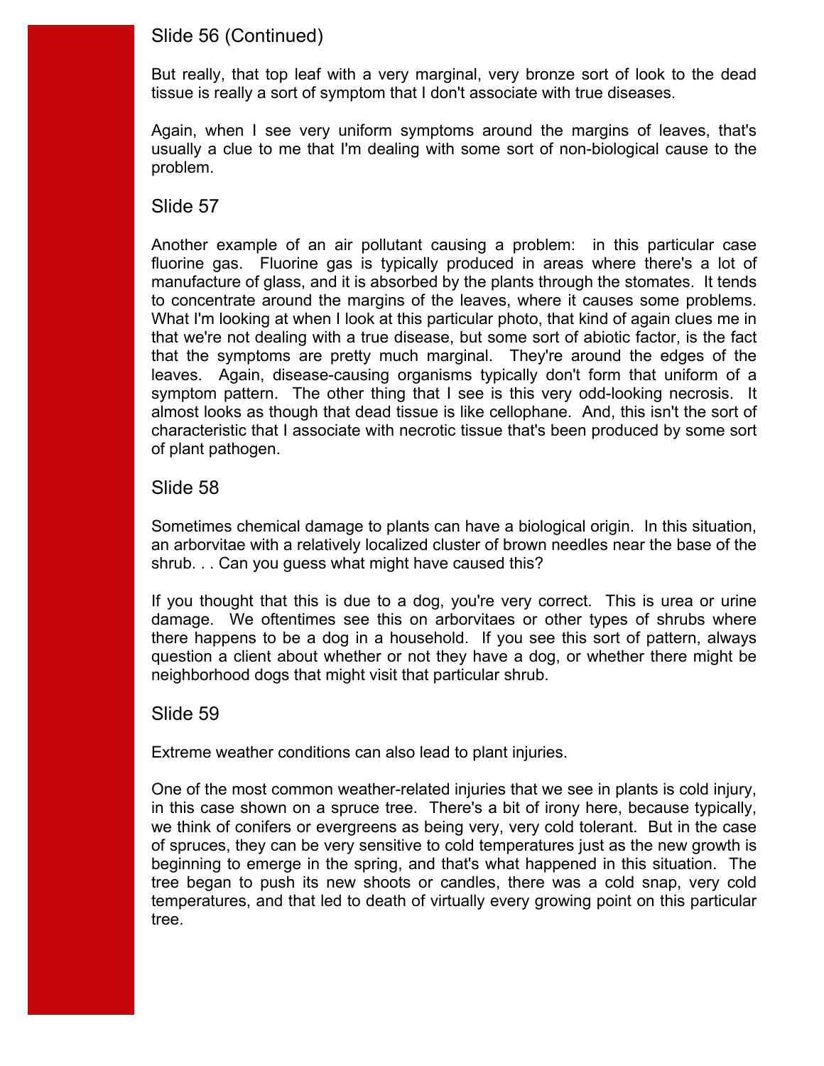## Slide 56 (Continued)

But really, that top leaf with a very marginal, very bronze sort of look to the dead tissue is really a sort of symptom that I don't associate with true diseases.

Again, when I see very uniform symptoms around the margins of leaves, that's usually a clue to me that I'm dealing with some sort of non-biological cause to the problem.

## Slide 57

Another example of an air pollutant causing a problem:  in this particular case fluorine gas.  Fluorine gas is typically produced in areas where there's a lot of manufacture of glass, and it is absorbed by the plants through the stomates.  It tends to concentrate around the margins of the leaves, where it causes some problems.  What I'm looking at when I look at this particular photo, that kind of again clues me in that we're not dealing with a true disease, but some sort of abiotic factor, is the fact that the symptoms are pretty much marginal.  They're around the edges of the leaves.  Again, disease-causing organisms typically don't form that uniform of a symptom pattern.  The other thing that I see is this very odd-looking necrosis.  It almost looks as though that dead tissue is like cellophane.  And, this isn't the sort of characteristic that I associate with necrotic tissue that's been produced by some sort of plant pathogen.

## Slide 58

Sometimes chemical damage to plants can have a biological origin.  In this situation, an arborvitae with a relatively localized cluster of brown needles near the base of the shrub. . . Can you guess what might have caused this?

If you thought that this is due to a dog, you're very correct.  This is urea or urine damage.  We oftentimes see this on arborvitaes or other types of shrubs where there happens to be a dog in a household.  If you see this sort of pattern, always question a client about whether or not they have a dog, or whether there might be neighborhood dogs that might visit that particular shrub.

## Slide 59

Extreme weather conditions can also lead to plant injuries.

One of the most common weather-related injuries that we see in plants is cold injury, in this case shown on a spruce tree.  There's a bit of irony here, because typically, we think of conifers or evergreens as being very, very cold tolerant.  But in the case of spruces, they can be very sensitive to cold temperatures just as the new growth is beginning to emerge in the spring, and that's what happened in this situation.  The tree began to push its new shoots or candles, there was a cold snap, very cold temperatures, and that led to death of virtually every growing point on this particular tree.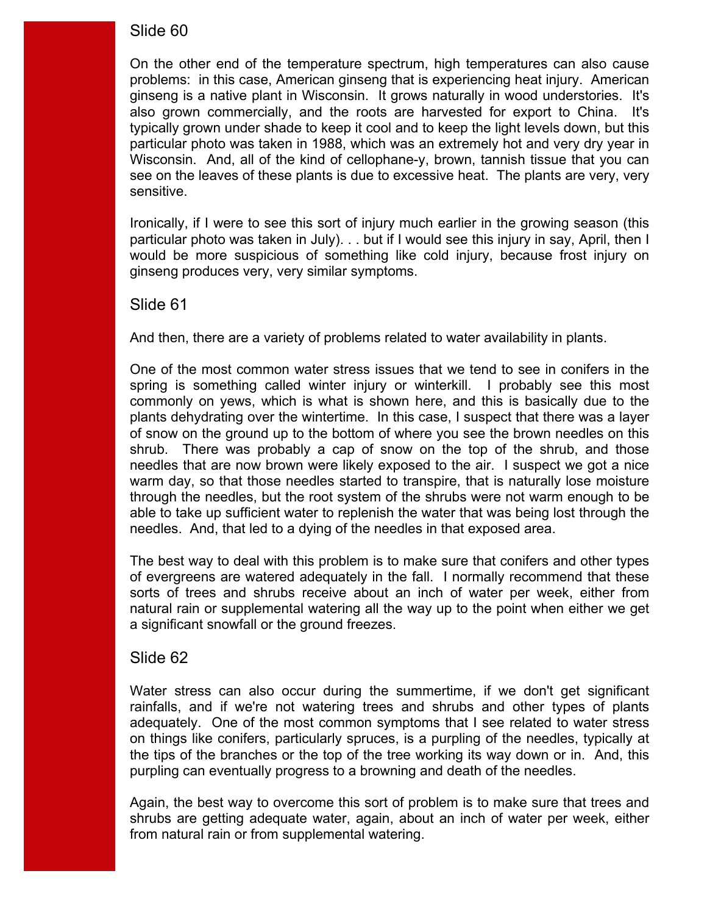## Slide 60

On the other end of the temperature spectrum, high temperatures can also cause problems: in this case, American ginseng that is experiencing heat injury. American ginseng is a native plant in Wisconsin. It grows naturally in wood understories. It's also grown commercially, and the roots are harvested for export to China. It's typically grown under shade to keep it cool and to keep the light levels down, but this particular photo was taken in 1988, which was an extremely hot and very dry year in Wisconsin. And, all of the kind of cellophane-y, brown, tannish tissue that you can see on the leaves of these plants is due to excessive heat. The plants are very, very sensitive.

Ironically, if I were to see this sort of injury much earlier in the growing season (this particular photo was taken in July). . . but if I would see this injury in say, April, then I would be more suspicious of something like cold injury, because frost injury on ginseng produces very, very similar symptoms.

## Slide 61

And then, there are a variety of problems related to water availability in plants.

One of the most common water stress issues that we tend to see in conifers in the spring is something called winter injury or winterkill. I probably see this most commonly on yews, which is what is shown here, and this is basically due to the plants dehydrating over the wintertime. In this case, I suspect that there was a layer of snow on the ground up to the bottom of where you see the brown needles on this shrub. There was probably a cap of snow on the top of the shrub, and those needles that are now brown were likely exposed to the air. I suspect we got a nice warm day, so that those needles started to transpire, that is naturally lose moisture through the needles, but the root system of the shrubs were not warm enough to be able to take up sufficient water to replenish the water that was being lost through the needles. And, that led to a dying of the needles in that exposed area.

The best way to deal with this problem is to make sure that conifers and other types of evergreens are watered adequately in the fall. I normally recommend that these sorts of trees and shrubs receive about an inch of water per week, either from natural rain or supplemental watering all the way up to the point when either we get a significant snowfall or the ground freezes.

## Slide 62

Water stress can also occur during the summertime, if we don't get significant rainfalls, and if we're not watering trees and shrubs and other types of plants adequately. One of the most common symptoms that I see related to water stress on things like conifers, particularly spruces, is a purpling of the needles, typically at the tips of the branches or the top of the tree working its way down or in. And, this purpling can eventually progress to a browning and death of the needles.

Again, the best way to overcome this sort of problem is to make sure that trees and shrubs are getting adequate water, again, about an inch of water per week, either from natural rain or from supplemental watering.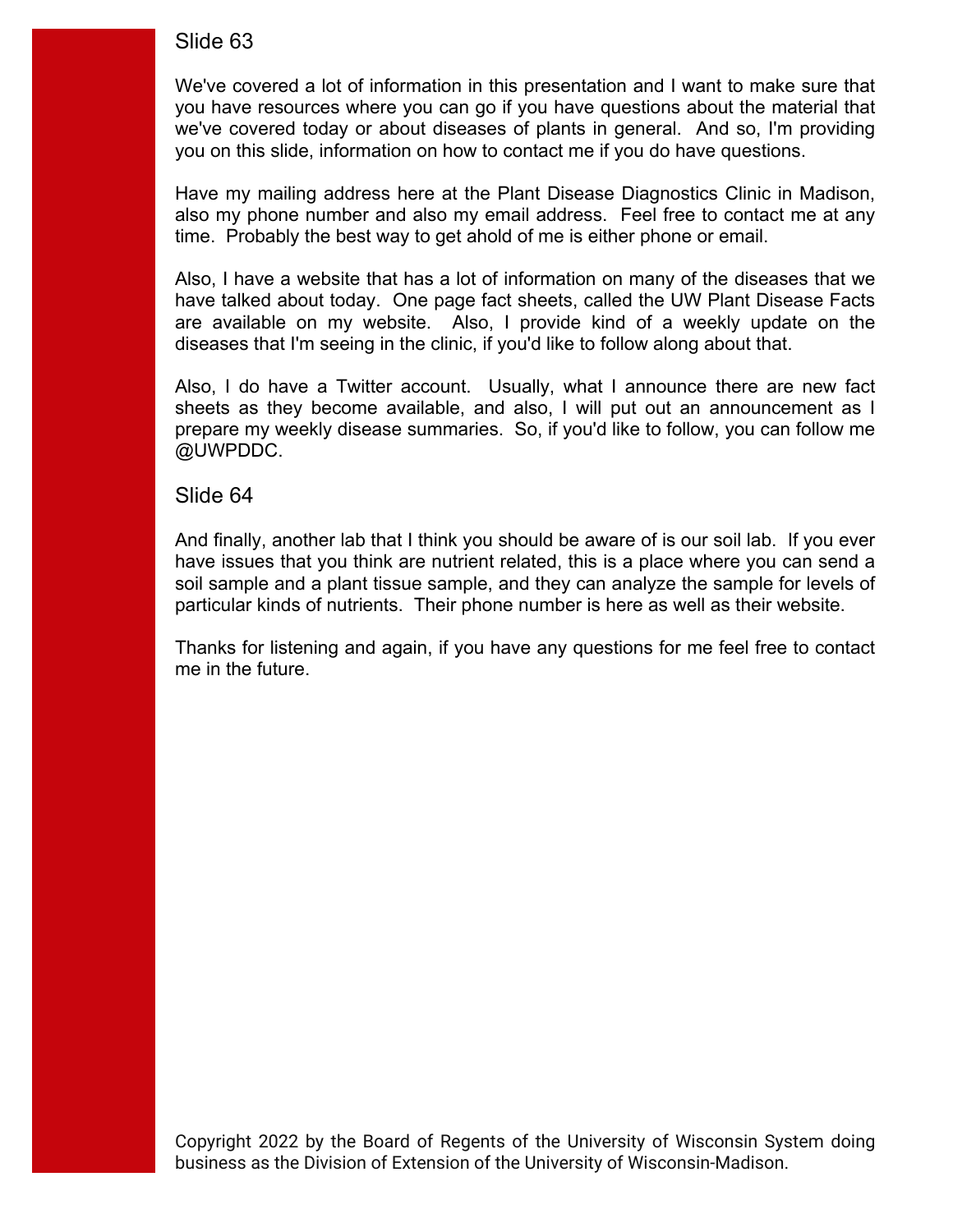## Slide 63

We've covered a lot of information in this presentation and I want to make sure that you have resources where you can go if you have questions about the material that we've covered today or about diseases of plants in general. And so, I'm providing you on this slide, information on how to contact me if you do have questions.

Have my mailing address here at the Plant Disease Diagnostics Clinic in Madison, also my phone number and also my email address. Feel free to contact me at any time. Probably the best way to get ahold of me is either phone or email.

Also, I have a website that has a lot of information on many of the diseases that we have talked about today. One page fact sheets, called the UW Plant Disease Facts are available on my website. Also, I provide kind of a weekly update on the diseases that I'm seeing in the clinic, if you'd like to follow along about that.

Also, I do have a Twitter account. Usually, what I announce there are new fact sheets as they become available, and also, I will put out an announcement as I prepare my weekly disease summaries. So, if you'd like to follow, you can follow me @UWPDDC.

## Slide 64

And finally, another lab that I think you should be aware of is our soil lab. If you ever have issues that you think are nutrient related, this is a place where you can send a soil sample and a plant tissue sample, and they can analyze the sample for levels of particular kinds of nutrients. Their phone number is here as well as their website.

Thanks for listening and again, if you have any questions for me feel free to contact me in the future.

Copyright 2022 by the Board of Regents of the University of Wisconsin System doing business as the Division of Extension of the University of Wisconsin-Madison.